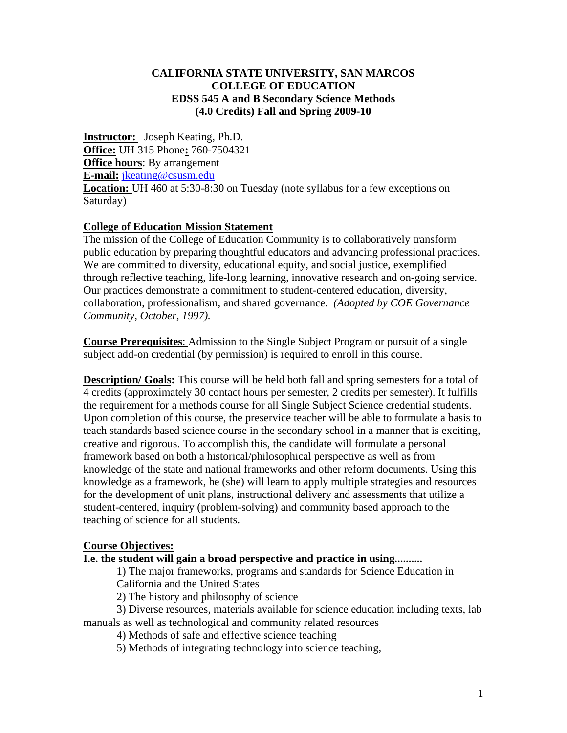# CALIFORNIA STATE UNIVERSITY, SAN MARCOS
## COLLEGE OF EDUCATION
### EDSS 545 A and B Secondary Science Methods
### (4.0 Credits) Fall and Spring 2009-10

**Instructor:** Joseph Keating, Ph.D.
**Office:** UH 315 Phone**:** 760-7504321
**Office hours**: By arrangement
**E-mail:** jkeating@csusm.edu
**Location:** UH 460 at 5:30-8:30 on Tuesday (note syllabus for a few exceptions on Saturday)

**College of Education Mission Statement**

The mission of the College of Education Community is to collaboratively transform public education by preparing thoughtful educators and advancing professional practices. We are committed to diversity, educational equity, and social justice, exemplified through reflective teaching, life-long learning, innovative research and on-going service. Our practices demonstrate a commitment to student-centered education, diversity, collaboration, professionalism, and shared governance. *(Adopted by COE Governance Community, October, 1997).*

**Course Prerequisites**: Admission to the Single Subject Program or pursuit of a single subject add-on credential (by permission) is required to enroll in this course.

**Description/ Goals:** This course will be held both fall and spring semesters for a total of 4 credits (approximately 30 contact hours per semester, 2 credits per semester). It fulfills the requirement for a methods course for all Single Subject Science credential students. Upon completion of this course, the preservice teacher will be able to formulate a basis to teach standards based science course in the secondary school in a manner that is exciting, creative and rigorous. To accomplish this, the candidate will formulate a personal framework based on both a historical/philosophical perspective as well as from knowledge of the state and national frameworks and other reform documents. Using this knowledge as a framework, he (she) will learn to apply multiple strategies and resources for the development of unit plans, instructional delivery and assessments that utilize a student-centered, inquiry (problem-solving) and community based approach to the teaching of science for all students.

**Course Objectives:**

**I.e. the student will gain a broad perspective and practice in using..........**

1) The major frameworks, programs and standards for Science Education in California and the United States
2) The history and philosophy of science
3) Diverse resources, materials available for science education including texts, lab manuals as well as technological and community related resources
4) Methods of safe and effective science teaching
5) Methods of integrating technology into science teaching,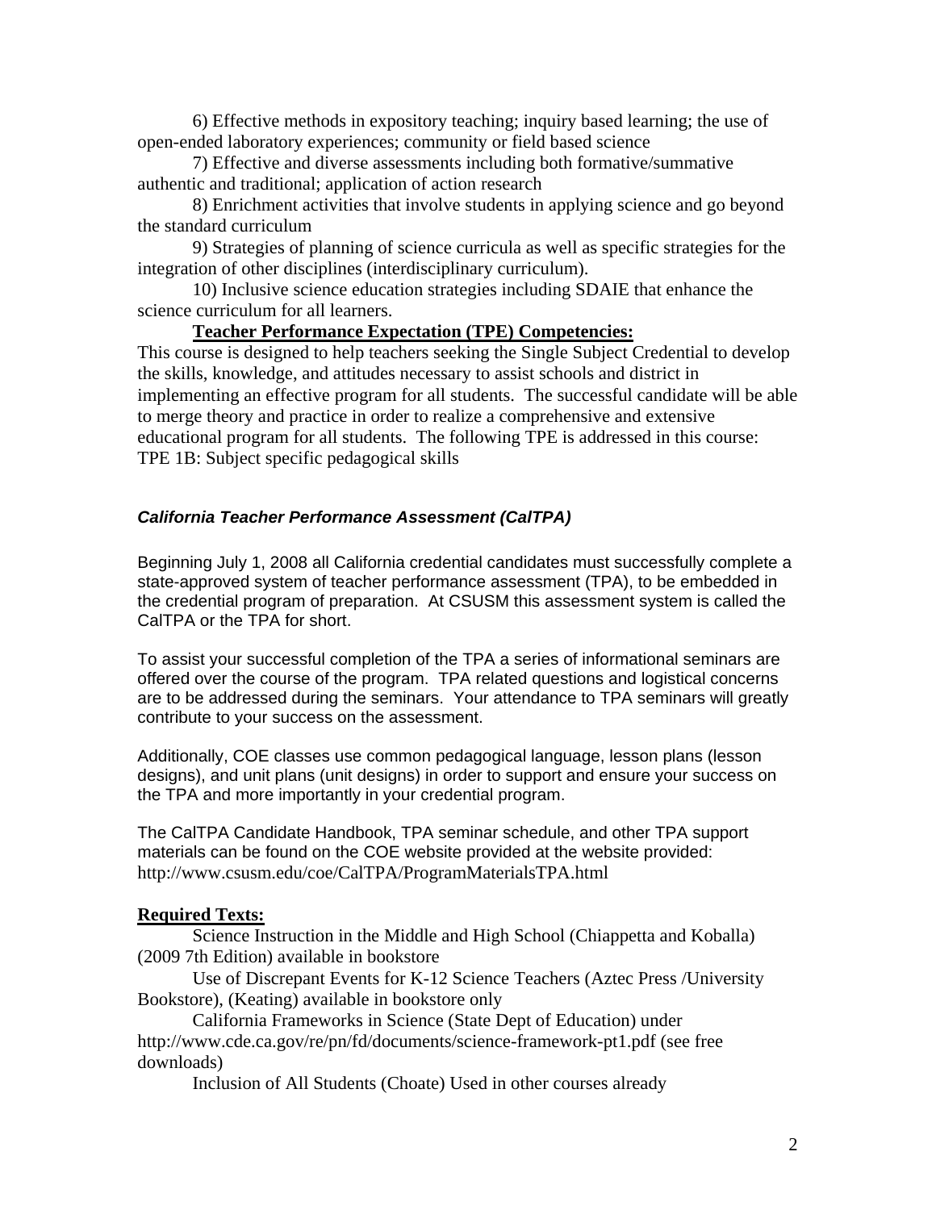6) Effective methods in expository teaching; inquiry based learning; the use of open-ended laboratory experiences; community or field based science

7) Effective and diverse assessments including both formative/summative authentic and traditional; application of action research

8) Enrichment activities that involve students in applying science and go beyond the standard curriculum

9) Strategies of planning of science curricula as well as specific strategies for the integration of other disciplines (interdisciplinary curriculum).

10) Inclusive science education strategies including SDAIE that enhance the science curriculum for all learners.

**Teacher Performance Expectation (TPE) Competencies:**

This course is designed to help teachers seeking the Single Subject Credential to develop the skills, knowledge, and attitudes necessary to assist schools and district in implementing an effective program for all students. The successful candidate will be able to merge theory and practice in order to realize a comprehensive and extensive educational program for all students. The following TPE is addressed in this course:
TPE 1B: Subject specific pedagogical skills

### *California Teacher Performance Assessment (CalTPA)*

Beginning July 1, 2008 all California credential candidates must successfully complete a state-approved system of teacher performance assessment (TPA), to be embedded in the credential program of preparation. At CSUSM this assessment system is called the CalTPA or the TPA for short.

To assist your successful completion of the TPA a series of informational seminars are offered over the course of the program. TPA related questions and logistical concerns are to be addressed during the seminars. Your attendance to TPA seminars will greatly contribute to your success on the assessment.

Additionally, COE classes use common pedagogical language, lesson plans (lesson designs), and unit plans (unit designs) in order to support and ensure your success on the TPA and more importantly in your credential program.

The CalTPA Candidate Handbook, TPA seminar schedule, and other TPA support materials can be found on the COE website provided at the website provided: http://www.csusm.edu/coe/CalTPA/ProgramMaterialsTPA.html

**Required Texts:**

Science Instruction in the Middle and High School (Chiappetta and Koballa) (2009 7th Edition) available in bookstore

Use of Discrepant Events for K-12 Science Teachers (Aztec Press /University Bookstore), (Keating) available in bookstore only

California Frameworks in Science (State Dept of Education) under http://www.cde.ca.gov/re/pn/fd/documents/science-framework-pt1.pdf (see free downloads)

Inclusion of All Students (Choate) Used in other courses already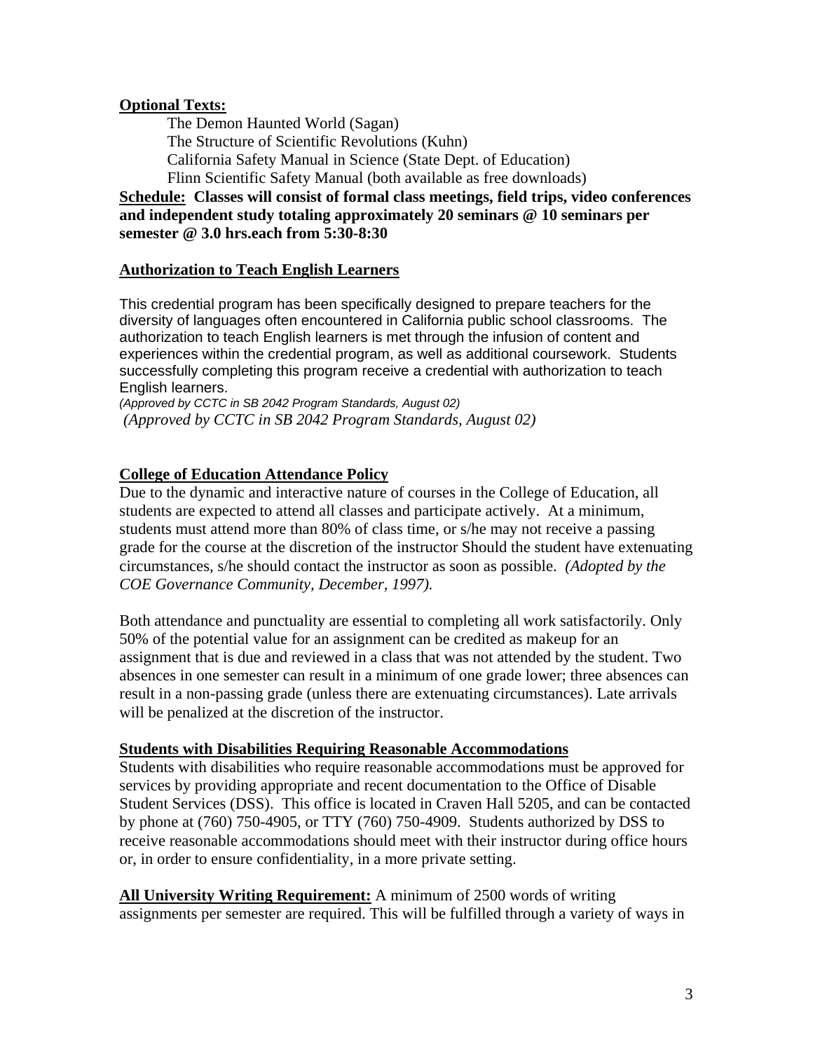**Optional Texts:**

The Demon Haunted World (Sagan)
The Structure of Scientific Revolutions (Kuhn)
California Safety Manual in Science (State Dept. of Education)
Flinn Scientific Safety Manual (both available as free downloads)

**Schedule: Classes will consist of formal class meetings, field trips, video conferences and independent study totaling approximately 20 seminars @ 10 seminars per semester @ 3.0 hrs.each from 5:30-8:30**

**Authorization to Teach English Learners**

This credential program has been specifically designed to prepare teachers for the diversity of languages often encountered in California public school classrooms. The authorization to teach English learners is met through the infusion of content and experiences within the credential program, as well as additional coursework. Students successfully completing this program receive a credential with authorization to teach English learners.
*(Approved by CCTC in SB 2042 Program Standards, August 02)*
*(Approved by CCTC in SB 2042 Program Standards, August 02)*

**College of Education Attendance Policy**

Due to the dynamic and interactive nature of courses in the College of Education, all students are expected to attend all classes and participate actively. At a minimum, students must attend more than 80% of class time, or s/he may not receive a passing grade for the course at the discretion of the instructor Should the student have extenuating circumstances, s/he should contact the instructor as soon as possible. *(Adopted by the COE Governance Community, December, 1997).*

Both attendance and punctuality are essential to completing all work satisfactorily. Only 50% of the potential value for an assignment can be credited as makeup for an assignment that is due and reviewed in a class that was not attended by the student. Two absences in one semester can result in a minimum of one grade lower; three absences can result in a non-passing grade (unless there are extenuating circumstances). Late arrivals will be penalized at the discretion of the instructor.

**Students with Disabilities Requiring Reasonable Accommodations**

Students with disabilities who require reasonable accommodations must be approved for services by providing appropriate and recent documentation to the Office of Disable Student Services (DSS). This office is located in Craven Hall 5205, and can be contacted by phone at (760) 750-4905, or TTY (760) 750-4909. Students authorized by DSS to receive reasonable accommodations should meet with their instructor during office hours or, in order to ensure confidentiality, in a more private setting.

**All University Writing Requirement:** A minimum of 2500 words of writing assignments per semester are required. This will be fulfilled through a variety of ways in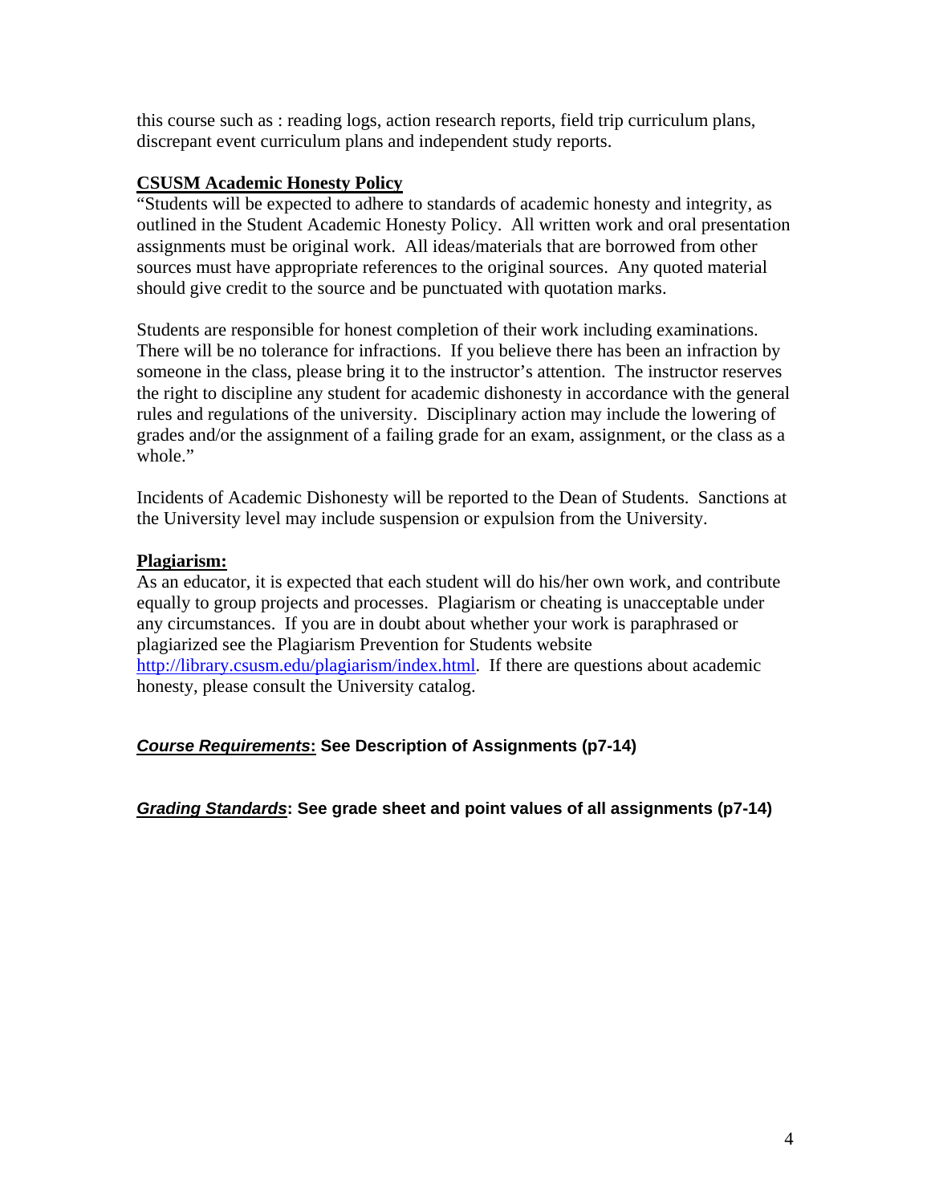this course such as : reading logs, action research reports, field trip curriculum plans, discrepant event curriculum plans and independent study reports.

**CSUSM Academic Honesty Policy**

"Students will be expected to adhere to standards of academic honesty and integrity, as outlined in the Student Academic Honesty Policy. All written work and oral presentation assignments must be original work. All ideas/materials that are borrowed from other sources must have appropriate references to the original sources. Any quoted material should give credit to the source and be punctuated with quotation marks.

Students are responsible for honest completion of their work including examinations. There will be no tolerance for infractions. If you believe there has been an infraction by someone in the class, please bring it to the instructor's attention. The instructor reserves the right to discipline any student for academic dishonesty in accordance with the general rules and regulations of the university. Disciplinary action may include the lowering of grades and/or the assignment of a failing grade for an exam, assignment, or the class as a whole."

Incidents of Academic Dishonesty will be reported to the Dean of Students. Sanctions at the University level may include suspension or expulsion from the University.

**Plagiarism:**

As an educator, it is expected that each student will do his/her own work, and contribute equally to group projects and processes. Plagiarism or cheating is unacceptable under any circumstances. If you are in doubt about whether your work is paraphrased or plagiarized see the Plagiarism Prevention for Students website http://library.csusm.edu/plagiarism/index.html. If there are questions about academic honesty, please consult the University catalog.

***Course Requirements*: See Description of Assignments (p7-14)**

***Grading Standards*: See grade sheet and point values of all assignments (p7-14)**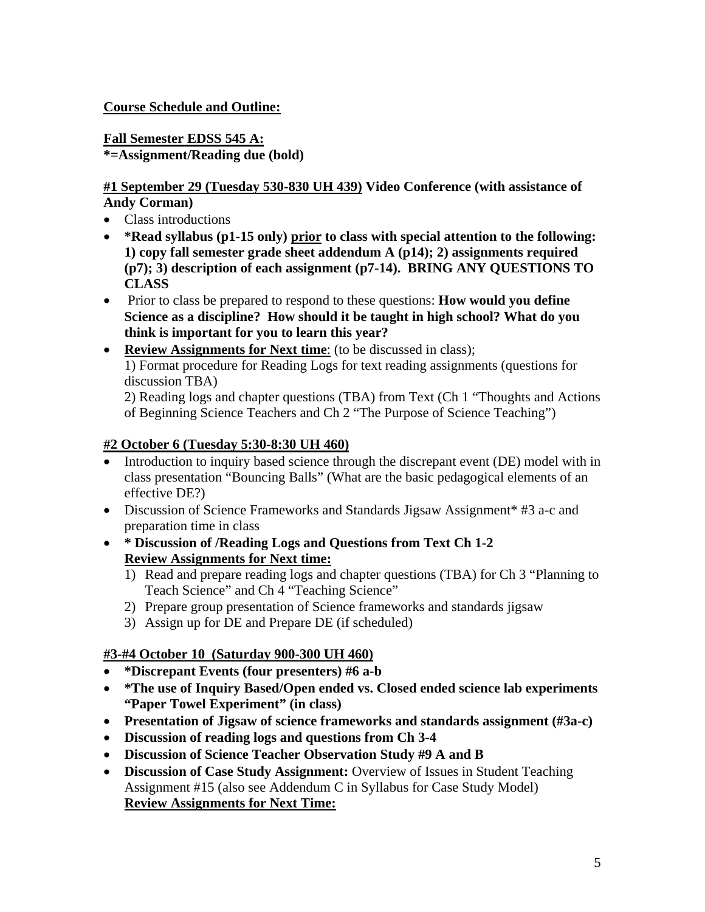**Course Schedule and Outline:**

**Fall Semester EDSS 545 A:**
**\*=Assignment/Reading due (bold)**

**#1 September 29 (Tuesday 530-830 UH 439) Video Conference (with assistance of Andy Corman)**

- Class introductions
- **\*Read syllabus (p1-15 only) prior to class with special attention to the following: 1) copy fall semester grade sheet addendum A (p14); 2) assignments required (p7); 3) description of each assignment (p7-14). BRING ANY QUESTIONS TO CLASS**
- Prior to class be prepared to respond to these questions: **How would you define Science as a discipline? How should it be taught in high school? What do you think is important for you to learn this year?**
- **Review Assignments for Next time**: (to be discussed in class);
  1) Format procedure for Reading Logs for text reading assignments (questions for discussion TBA)
  2) Reading logs and chapter questions (TBA) from Text (Ch 1 "Thoughts and Actions of Beginning Science Teachers and Ch 2 "The Purpose of Science Teaching")

**#2 October 6 (Tuesday 5:30-8:30 UH 460)**

- Introduction to inquiry based science through the discrepant event (DE) model with in class presentation "Bouncing Balls" (What are the basic pedagogical elements of an effective DE?)
- Discussion of Science Frameworks and Standards Jigsaw Assignment\* #3 a-c and preparation time in class
- **\* Discussion of /Reading Logs and Questions from Text Ch 1-2**
  **Review Assignments for Next time:**
  1) Read and prepare reading logs and chapter questions (TBA) for Ch 3 "Planning to Teach Science" and Ch 4 "Teaching Science"
  2) Prepare group presentation of Science frameworks and standards jigsaw
  3) Assign up for DE and Prepare DE (if scheduled)

**#3-#4 October 10 (Saturday 900-300 UH 460)**

- **\*Discrepant Events (four presenters) #6 a-b**
- **\*The use of Inquiry Based/Open ended vs. Closed ended science lab experiments "Paper Towel Experiment" (in class)**
- **Presentation of Jigsaw of science frameworks and standards assignment (#3a-c)**
- **Discussion of reading logs and questions from Ch 3-4**
- **Discussion of Science Teacher Observation Study #9 A and B**
- **Discussion of Case Study Assignment:** Overview of Issues in Student Teaching Assignment #15 (also see Addendum C in Syllabus for Case Study Model)
  **Review Assignments for Next Time:**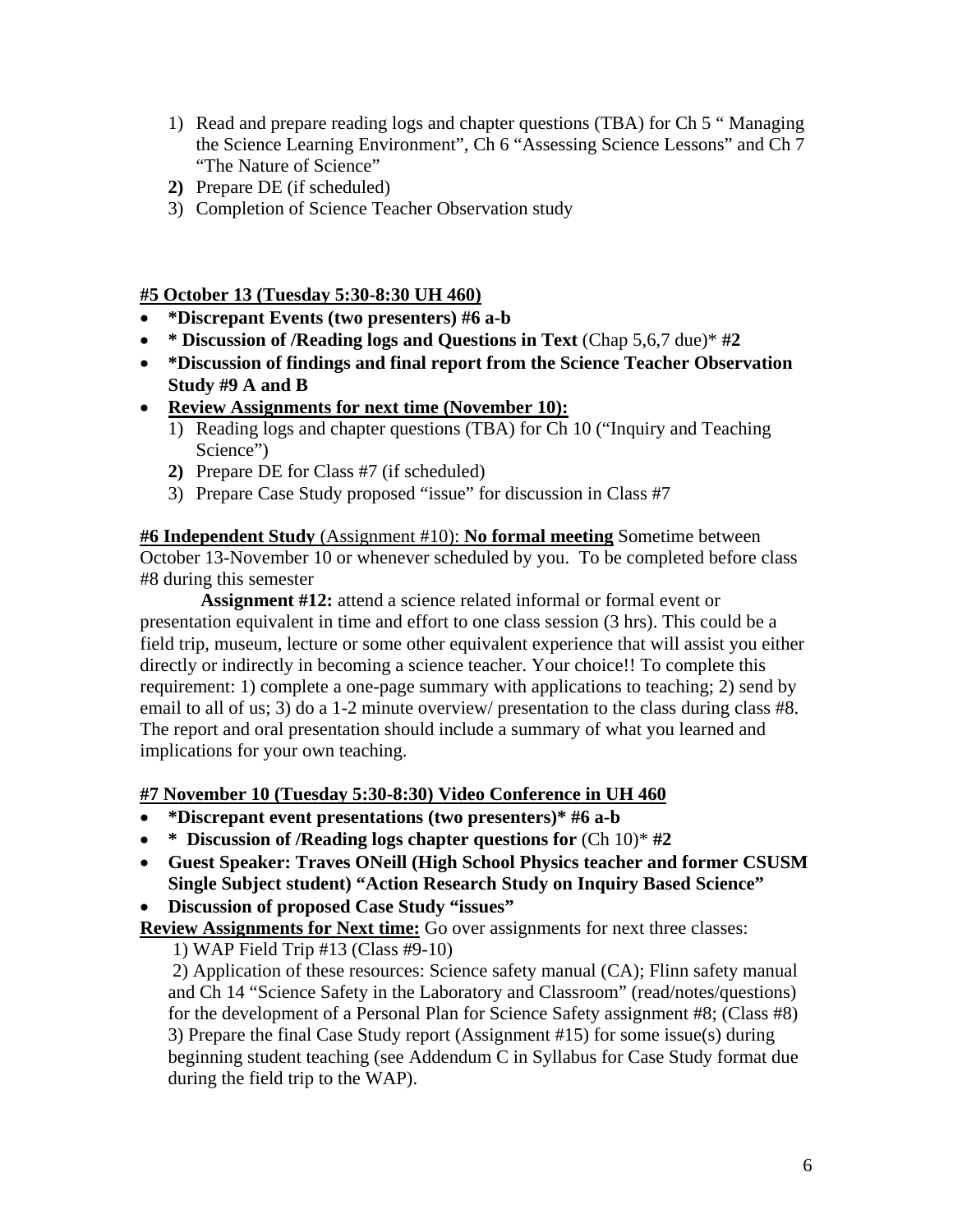1) Read and prepare reading logs and chapter questions (TBA) for Ch 5 " Managing the Science Learning Environment", Ch 6 "Assessing Science Lessons" and Ch 7 "The Nature of Science"
2) Prepare DE (if scheduled)
3) Completion of Science Teacher Observation study

**#5 October 13 (Tuesday 5:30-8:30 UH 460)**

- **\*Discrepant Events (two presenters) #6 a-b**
- **\* Discussion of /Reading logs and Questions in Text** (Chap 5,6,7 due)\* **#2**
- **\*Discussion of findings and final report from the Science Teacher Observation Study #9 A and B**
- **Review Assignments for next time (November 10):**
  1) Reading logs and chapter questions (TBA) for Ch 10 ("Inquiry and Teaching Science")
  2) Prepare DE for Class #7 (if scheduled)
  3) Prepare Case Study proposed "issue" for discussion in Class #7

**#6 Independent Study** (Assignment #10): **No formal meeting** Sometime between October 13-November 10 or whenever scheduled by you. To be completed before class #8 during this semester

**Assignment #12:** attend a science related informal or formal event or presentation equivalent in time and effort to one class session (3 hrs). This could be a field trip, museum, lecture or some other equivalent experience that will assist you either directly or indirectly in becoming a science teacher. Your choice!! To complete this requirement: 1) complete a one-page summary with applications to teaching; 2) send by email to all of us; 3) do a 1-2 minute overview/ presentation to the class during class #8. The report and oral presentation should include a summary of what you learned and implications for your own teaching.

**#7 November 10 (Tuesday 5:30-8:30) Video Conference in UH 460**

- **\*Discrepant event presentations (two presenters)\* #6 a-b**
- **\* Discussion of /Reading logs chapter questions for** (Ch 10)\* **#2**
- **Guest Speaker: Traves ONeill (High School Physics teacher and former CSUSM Single Subject student) "Action Research Study on Inquiry Based Science"**
- **Discussion of proposed Case Study "issues"**

**Review Assignments for Next time:** Go over assignments for next three classes:

1) WAP Field Trip #13 (Class #9-10)
2) Application of these resources: Science safety manual (CA); Flinn safety manual and Ch 14 "Science Safety in the Laboratory and Classroom" (read/notes/questions) for the development of a Personal Plan for Science Safety assignment #8; (Class #8)
3) Prepare the final Case Study report (Assignment #15) for some issue(s) during beginning student teaching (see Addendum C in Syllabus for Case Study format due during the field trip to the WAP).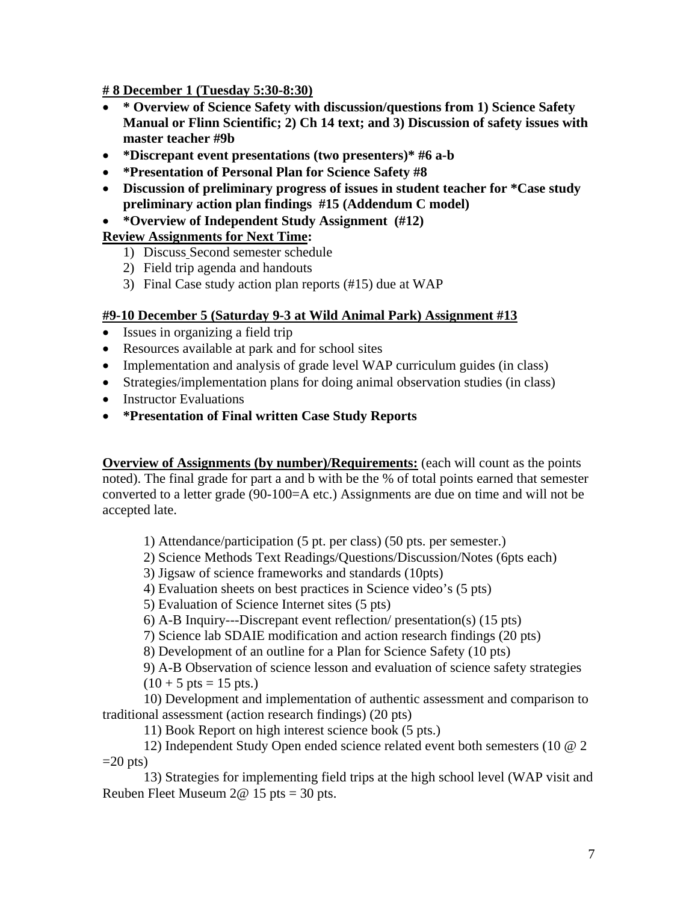**# 8 December 1 (Tuesday 5:30-8:30)**

- *** Overview of Science Safety with discussion/questions from 1) Science Safety Manual or Flinn Scientific; 2) Ch 14 text; and 3) Discussion of safety issues with master teacher #9b**
- ***Discrepant event presentations (two presenters)* #6 a-b**
- ***Presentation of Personal Plan for Science Safety #8**
- **Discussion of preliminary progress of issues in student teacher for *Case study preliminary action plan findings #15 (Addendum C model)**
- ***Overview of Independent Study Assignment (#12)**

**Review Assignments for Next Time:**

1) Discuss Second semester schedule
2) Field trip agenda and handouts
3) Final Case study action plan reports (#15) due at WAP

**#9-10 December 5 (Saturday 9-3 at Wild Animal Park) Assignment #13**

- Issues in organizing a field trip
- Resources available at park and for school sites
- Implementation and analysis of grade level WAP curriculum guides (in class)
- Strategies/implementation plans for doing animal observation studies (in class)
- Instructor Evaluations
- ***Presentation of Final written Case Study Reports**

**Overview of Assignments (by number)/Requirements:** (each will count as the points noted). The final grade for part a and b with be the % of total points earned that semester converted to a letter grade (90-100=A etc.) Assignments are due on time and will not be accepted late.

1) Attendance/participation (5 pt. per class) (50 pts. per semester.)
2) Science Methods Text Readings/Questions/Discussion/Notes (6pts each)
3) Jigsaw of science frameworks and standards (10pts)
4) Evaluation sheets on best practices in Science video's (5 pts)
5) Evaluation of Science Internet sites (5 pts)
6) A-B Inquiry---Discrepant event reflection/ presentation(s) (15 pts)
7) Science lab SDAIE modification and action research findings (20 pts)
8) Development of an outline for a Plan for Science Safety (10 pts)
9) A-B Observation of science lesson and evaluation of science safety strategies (10 + 5 pts = 15 pts.)
10) Development and implementation of authentic assessment and comparison to traditional assessment (action research findings) (20 pts)
11) Book Report on high interest science book (5 pts.)
12) Independent Study Open ended science related event both semesters (10 @ 2 =20 pts)
13) Strategies for implementing field trips at the high school level (WAP visit and Reuben Fleet Museum 2@ 15 pts = 30 pts.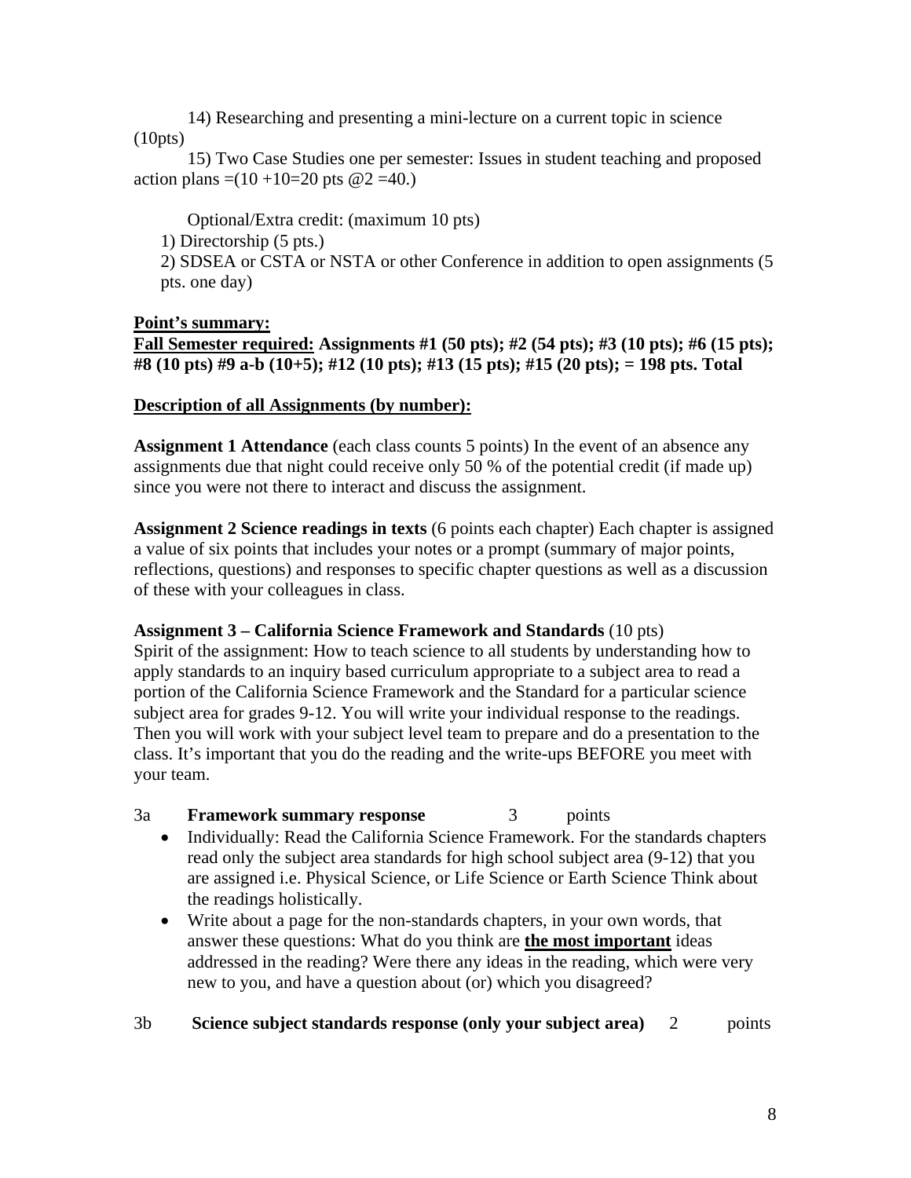14) Researching and presenting a mini-lecture on a current topic in science (10pts)

15) Two Case Studies one per semester: Issues in student teaching and proposed action plans =(10 +10=20 pts @2 =40.)

Optional/Extra credit: (maximum 10 pts)

1) Directorship (5 pts.)
2) SDSEA or CSTA or NSTA or other Conference in addition to open assignments (5 pts. one day)

**<u>Point's summary:</u>**

**<u>Fall Semester required:</u> Assignments #1 (50 pts); #2 (54 pts); #3 (10 pts); #6 (15 pts); #8 (10 pts) #9 a-b (10+5); #12 (10 pts); #13 (15 pts); #15 (20 pts); = 198 pts. Total**

**<u>Description of all Assignments (by number):</u>**

**Assignment 1 Attendance** (each class counts 5 points) In the event of an absence any assignments due that night could receive only 50 % of the potential credit (if made up) since you were not there to interact and discuss the assignment.

**Assignment 2 Science readings in texts** (6 points each chapter) Each chapter is assigned a value of six points that includes your notes or a prompt (summary of major points, reflections, questions) and responses to specific chapter questions as well as a discussion of these with your colleagues in class.

**Assignment 3 – California Science Framework and Standards** (10 pts)
Spirit of the assignment: How to teach science to all students by understanding how to apply standards to an inquiry based curriculum appropriate to a subject area to read a portion of the California Science Framework and the Standard for a particular science subject area for grades 9-12. You will write your individual response to the readings. Then you will work with your subject level team to prepare and do a presentation to the class. It's important that you do the reading and the write-ups BEFORE you meet with your team.

3a **Framework summary response** 3 points

- Individually: Read the California Science Framework. For the standards chapters read only the subject area standards for high school subject area (9-12) that you are assigned i.e. Physical Science, or Life Science or Earth Science Think about the readings holistically.
- Write about a page for the non-standards chapters, in your own words, that answer these questions: What do you think are **<u>the most important</u>** ideas addressed in the reading? Were there any ideas in the reading, which were very new to you, and have a question about (or) which you disagreed?

3b **Science subject standards response (only your subject area)** 2 points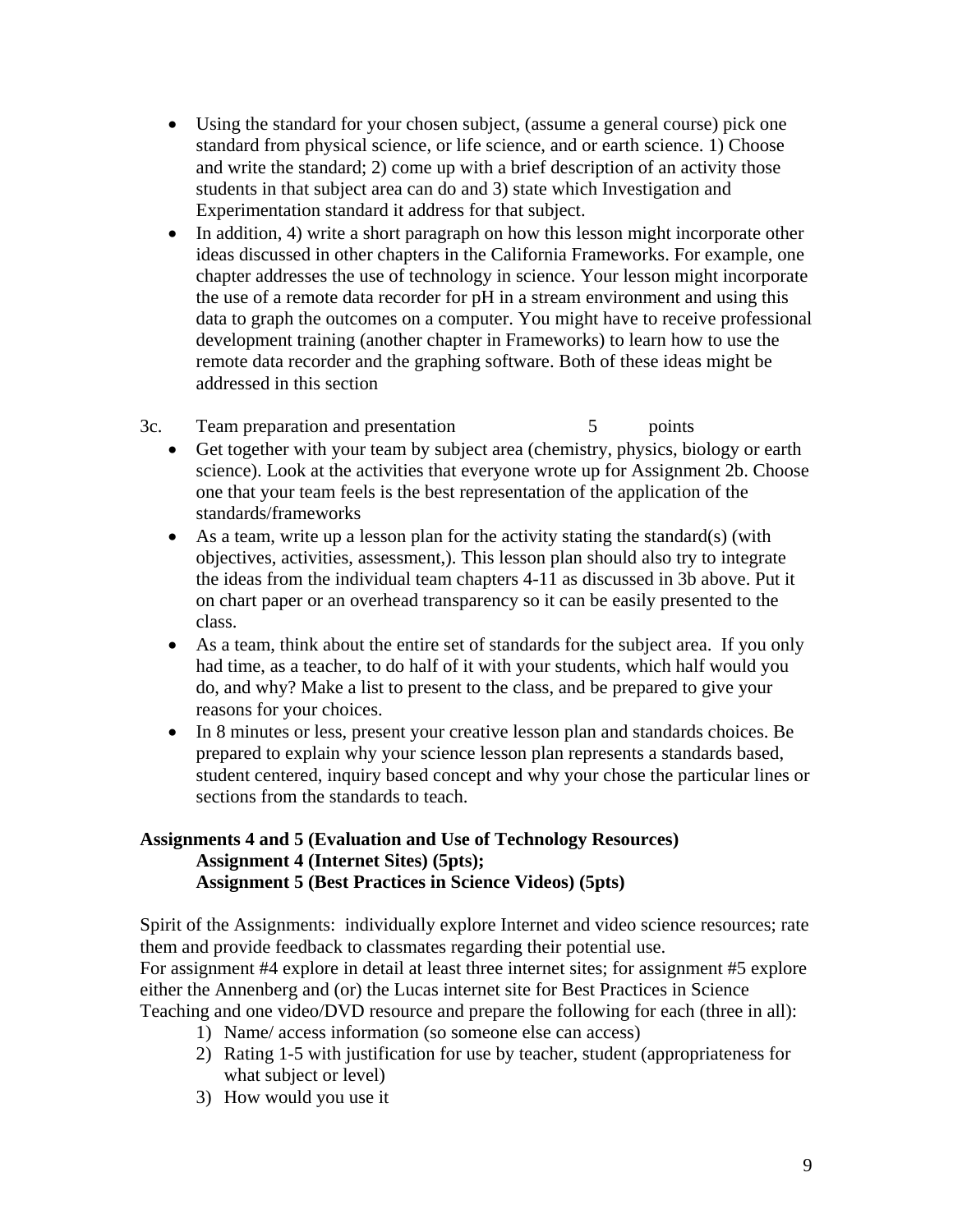- Using the standard for your chosen subject, (assume a general course) pick one standard from physical science, or life science, and or earth science. 1) Choose and write the standard; 2) come up with a brief description of an activity those students in that subject area can do and 3) state which Investigation and Experimentation standard it address for that subject.
- In addition, 4) write a short paragraph on how this lesson might incorporate other ideas discussed in other chapters in the California Frameworks. For example, one chapter addresses the use of technology in science. Your lesson might incorporate the use of a remote data recorder for pH in a stream environment and using this data to graph the outcomes on a computer. You might have to receive professional development training (another chapter in Frameworks) to learn how to use the remote data recorder and the graphing software. Both of these ideas might be addressed in this section

3c. Team preparation and presentation 5 points

- Get together with your team by subject area (chemistry, physics, biology or earth science). Look at the activities that everyone wrote up for Assignment 2b. Choose one that your team feels is the best representation of the application of the standards/frameworks
- As a team, write up a lesson plan for the activity stating the standard(s) (with objectives, activities, assessment,). This lesson plan should also try to integrate the ideas from the individual team chapters 4-11 as discussed in 3b above. Put it on chart paper or an overhead transparency so it can be easily presented to the class.
- As a team, think about the entire set of standards for the subject area. If you only had time, as a teacher, to do half of it with your students, which half would you do, and why? Make a list to present to the class, and be prepared to give your reasons for your choices.
- In 8 minutes or less, present your creative lesson plan and standards choices. Be prepared to explain why your science lesson plan represents a standards based, student centered, inquiry based concept and why your chose the particular lines or sections from the standards to teach.

**Assignments 4 and 5 (Evaluation and Use of Technology Resources)**
**Assignment 4 (Internet Sites) (5pts);**
**Assignment 5 (Best Practices in Science Videos) (5pts)**

Spirit of the Assignments: individually explore Internet and video science resources; rate them and provide feedback to classmates regarding their potential use.
For assignment #4 explore in detail at least three internet sites; for assignment #5 explore either the Annenberg and (or) the Lucas internet site for Best Practices in Science Teaching and one video/DVD resource and prepare the following for each (three in all):

1) Name/ access information (so someone else can access)
2) Rating 1-5 with justification for use by teacher, student (appropriateness for what subject or level)
3) How would you use it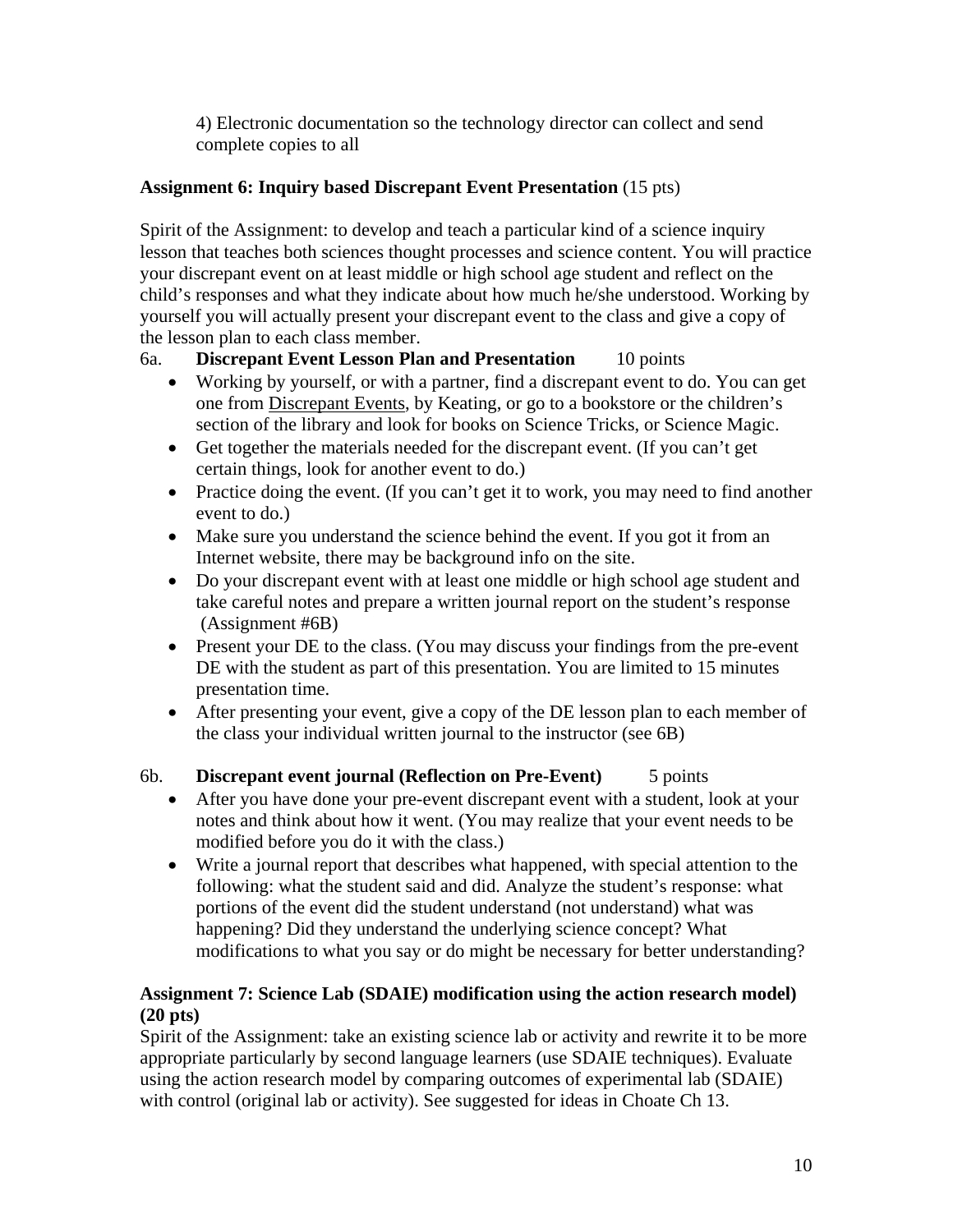4) Electronic documentation so the technology director can collect and send complete copies to all

**Assignment 6: Inquiry based Discrepant Event Presentation** (15 pts)

Spirit of the Assignment: to develop and teach a particular kind of a science inquiry lesson that teaches both sciences thought processes and science content. You will practice your discrepant event on at least middle or high school age student and reflect on the child's responses and what they indicate about how much he/she understood. Working by yourself you will actually present your discrepant event to the class and give a copy of the lesson plan to each class member.

6a. **Discrepant Event Lesson Plan and Presentation** 10 points

- Working by yourself, or with a partner, find a discrepant event to do. You can get one from Discrepant Events, by Keating, or go to a bookstore or the children's section of the library and look for books on Science Tricks, or Science Magic.
- Get together the materials needed for the discrepant event. (If you can't get certain things, look for another event to do.)
- Practice doing the event. (If you can't get it to work, you may need to find another event to do.)
- Make sure you understand the science behind the event. If you got it from an Internet website, there may be background info on the site.
- Do your discrepant event with at least one middle or high school age student and take careful notes and prepare a written journal report on the student's response (Assignment #6B)
- Present your DE to the class. (You may discuss your findings from the pre-event DE with the student as part of this presentation. You are limited to 15 minutes presentation time.
- After presenting your event, give a copy of the DE lesson plan to each member of the class your individual written journal to the instructor (see 6B)

6b. **Discrepant event journal (Reflection on Pre-Event)** 5 points

- After you have done your pre-event discrepant event with a student, look at your notes and think about how it went. (You may realize that your event needs to be modified before you do it with the class.)
- Write a journal report that describes what happened, with special attention to the following: what the student said and did. Analyze the student's response: what portions of the event did the student understand (not understand) what was happening? Did they understand the underlying science concept? What modifications to what you say or do might be necessary for better understanding?

**Assignment 7: Science Lab (SDAIE) modification using the action research model) (20 pts)**

Spirit of the Assignment: take an existing science lab or activity and rewrite it to be more appropriate particularly by second language learners (use SDAIE techniques). Evaluate using the action research model by comparing outcomes of experimental lab (SDAIE) with control (original lab or activity). See suggested for ideas in Choate Ch 13.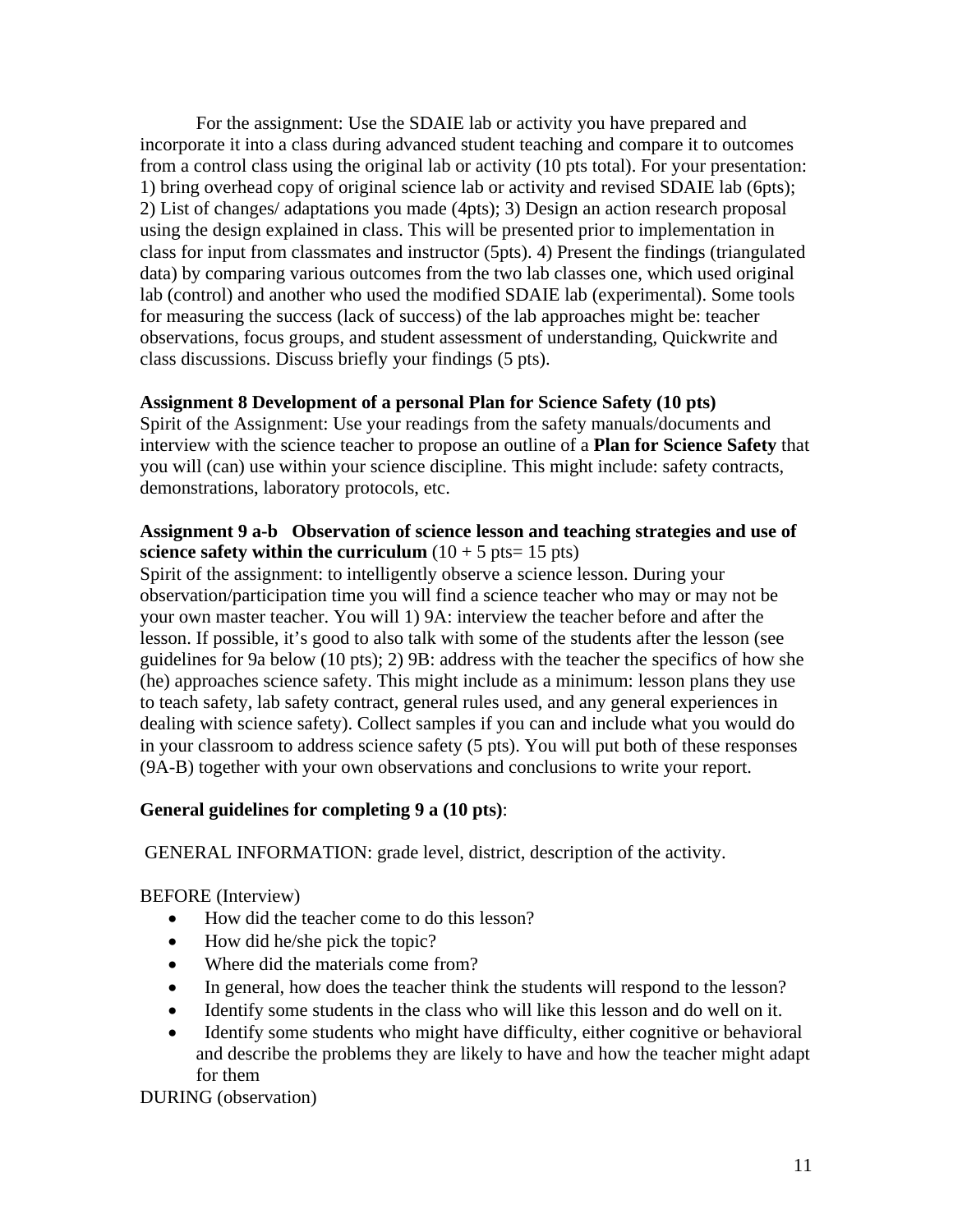For the assignment: Use the SDAIE lab or activity you have prepared and incorporate it into a class during advanced student teaching and compare it to outcomes from a control class using the original lab or activity (10 pts total). For your presentation: 1) bring overhead copy of original science lab or activity and revised SDAIE lab (6pts); 2) List of changes/ adaptations you made (4pts); 3) Design an action research proposal using the design explained in class. This will be presented prior to implementation in class for input from classmates and instructor (5pts). 4) Present the findings (triangulated data) by comparing various outcomes from the two lab classes one, which used original lab (control) and another who used the modified SDAIE lab (experimental). Some tools for measuring the success (lack of success) of the lab approaches might be: teacher observations, focus groups, and student assessment of understanding, Quickwrite and class discussions. Discuss briefly your findings (5 pts).

**Assignment 8 Development of a personal Plan for Science Safety (10 pts)**
Spirit of the Assignment: Use your readings from the safety manuals/documents and interview with the science teacher to propose an outline of a **Plan for Science Safety** that you will (can) use within your science discipline. This might include: safety contracts, demonstrations, laboratory protocols, etc.

**Assignment 9 a-b Observation of science lesson and teaching strategies and use of science safety within the curriculum** (10 + 5 pts= 15 pts)
Spirit of the assignment: to intelligently observe a science lesson. During your observation/participation time you will find a science teacher who may or may not be your own master teacher. You will 1) 9A: interview the teacher before and after the lesson. If possible, it's good to also talk with some of the students after the lesson (see guidelines for 9a below (10 pts); 2) 9B: address with the teacher the specifics of how she (he) approaches science safety. This might include as a minimum: lesson plans they use to teach safety, lab safety contract, general rules used, and any general experiences in dealing with science safety). Collect samples if you can and include what you would do in your classroom to address science safety (5 pts). You will put both of these responses (9A-B) together with your own observations and conclusions to write your report.

**General guidelines for completing 9 a (10 pts)**:

GENERAL INFORMATION: grade level, district, description of the activity.

BEFORE (Interview)

- How did the teacher come to do this lesson?
- How did he/she pick the topic?
- Where did the materials come from?
- In general, how does the teacher think the students will respond to the lesson?
- Identify some students in the class who will like this lesson and do well on it.
- Identify some students who might have difficulty, either cognitive or behavioral and describe the problems they are likely to have and how the teacher might adapt for them

DURING (observation)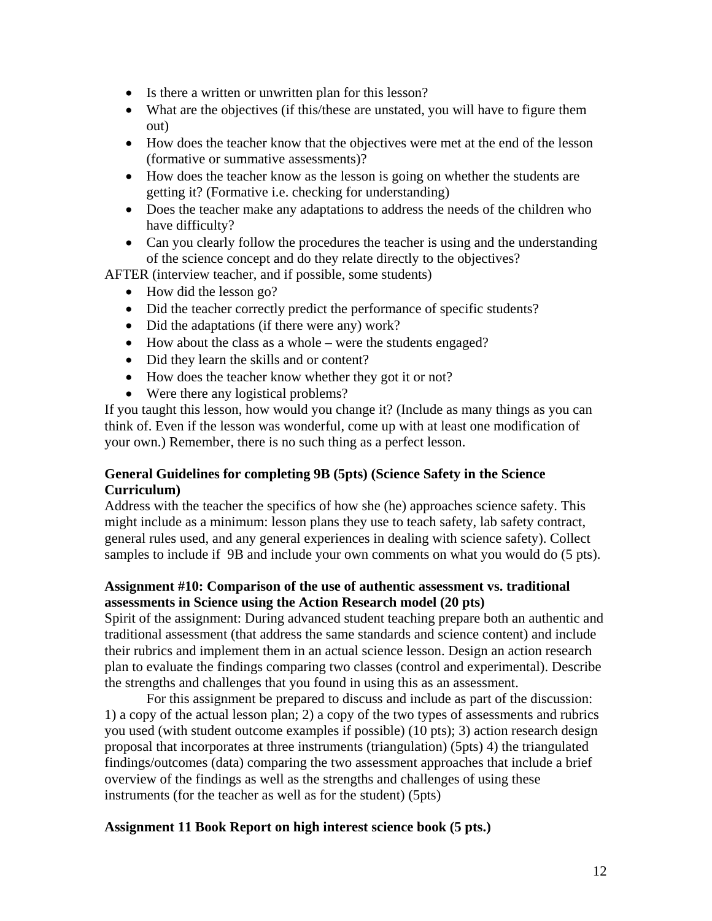- Is there a written or unwritten plan for this lesson?
- What are the objectives (if this/these are unstated, you will have to figure them out)
- How does the teacher know that the objectives were met at the end of the lesson (formative or summative assessments)?
- How does the teacher know as the lesson is going on whether the students are getting it? (Formative i.e. checking for understanding)
- Does the teacher make any adaptations to address the needs of the children who have difficulty?
- Can you clearly follow the procedures the teacher is using and the understanding of the science concept and do they relate directly to the objectives?

AFTER (interview teacher, and if possible, some students)

- How did the lesson go?
- Did the teacher correctly predict the performance of specific students?
- Did the adaptations (if there were any) work?
- How about the class as a whole – were the students engaged?
- Did they learn the skills and or content?
- How does the teacher know whether they got it or not?
- Were there any logistical problems?

If you taught this lesson, how would you change it? (Include as many things as you can think of. Even if the lesson was wonderful, come up with at least one modification of your own.) Remember, there is no such thing as a perfect lesson.

**General Guidelines for completing 9B (5pts) (Science Safety in the Science Curriculum)**

Address with the teacher the specifics of how she (he) approaches science safety. This might include as a minimum: lesson plans they use to teach safety, lab safety contract, general rules used, and any general experiences in dealing with science safety). Collect samples to include if 9B and include your own comments on what you would do (5 pts).

**Assignment #10: Comparison of the use of authentic assessment vs. traditional assessments in Science using the Action Research model (20 pts)**

Spirit of the assignment: During advanced student teaching prepare both an authentic and traditional assessment (that address the same standards and science content) and include their rubrics and implement them in an actual science lesson. Design an action research plan to evaluate the findings comparing two classes (control and experimental). Describe the strengths and challenges that you found in using this as an assessment.

For this assignment be prepared to discuss and include as part of the discussion: 1) a copy of the actual lesson plan; 2) a copy of the two types of assessments and rubrics you used (with student outcome examples if possible) (10 pts); 3) action research design proposal that incorporates at three instruments (triangulation) (5pts) 4) the triangulated findings/outcomes (data) comparing the two assessment approaches that include a brief overview of the findings as well as the strengths and challenges of using these instruments (for the teacher as well as for the student) (5pts)

**Assignment 11 Book Report on high interest science book (5 pts.)**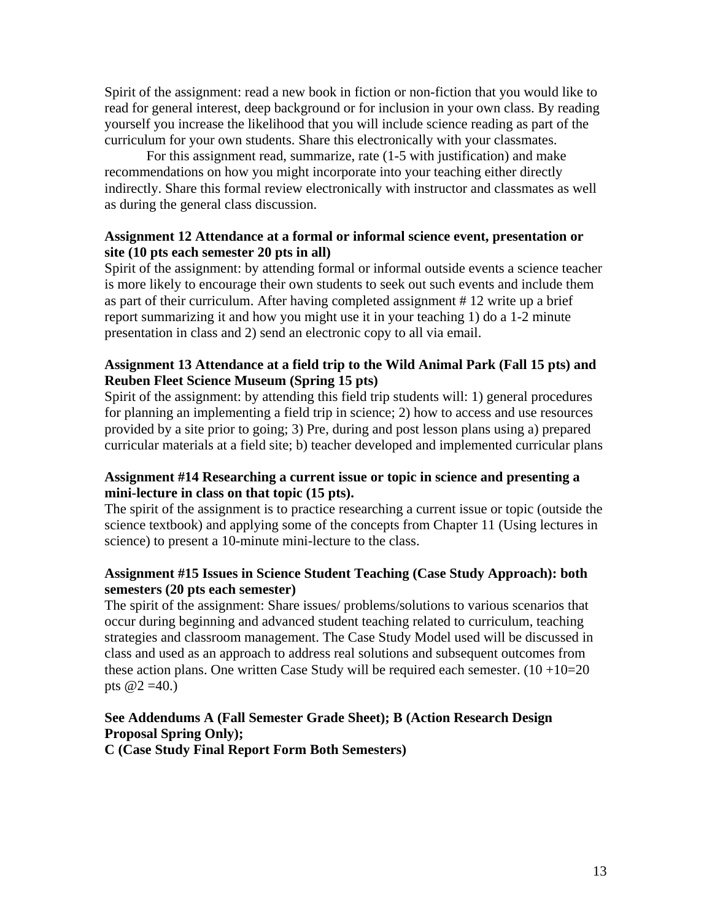Spirit of the assignment: read a new book in fiction or non-fiction that you would like to read for general interest, deep background or for inclusion in your own class. By reading yourself you increase the likelihood that you will include science reading as part of the curriculum for your own students. Share this electronically with your classmates.

For this assignment read, summarize, rate (1-5 with justification) and make recommendations on how you might incorporate into your teaching either directly indirectly. Share this formal review electronically with instructor and classmates as well as during the general class discussion.

**Assignment 12 Attendance at a formal or informal science event, presentation or site (10 pts each semester 20 pts in all)**

Spirit of the assignment: by attending formal or informal outside events a science teacher is more likely to encourage their own students to seek out such events and include them as part of their curriculum. After having completed assignment # 12 write up a brief report summarizing it and how you might use it in your teaching 1) do a 1-2 minute presentation in class and 2) send an electronic copy to all via email.

**Assignment 13 Attendance at a field trip to the Wild Animal Park (Fall 15 pts) and Reuben Fleet Science Museum (Spring 15 pts)**

Spirit of the assignment: by attending this field trip students will: 1) general procedures for planning an implementing a field trip in science; 2) how to access and use resources provided by a site prior to going; 3) Pre, during and post lesson plans using a) prepared curricular materials at a field site; b) teacher developed and implemented curricular plans

**Assignment #14 Researching a current issue or topic in science and presenting a mini-lecture in class on that topic (15 pts).**

The spirit of the assignment is to practice researching a current issue or topic (outside the science textbook) and applying some of the concepts from Chapter 11 (Using lectures in science) to present a 10-minute mini-lecture to the class.

**Assignment #15 Issues in Science Student Teaching (Case Study Approach): both semesters (20 pts each semester)**

The spirit of the assignment: Share issues/ problems/solutions to various scenarios that occur during beginning and advanced student teaching related to curriculum, teaching strategies and classroom management. The Case Study Model used will be discussed in class and used as an approach to address real solutions and subsequent outcomes from these action plans. One written Case Study will be required each semester. (10 +10=20 pts @2 =40.)

**See Addendums A (Fall Semester Grade Sheet); B (Action Research Design Proposal Spring Only);**
**C (Case Study Final Report Form Both Semesters)**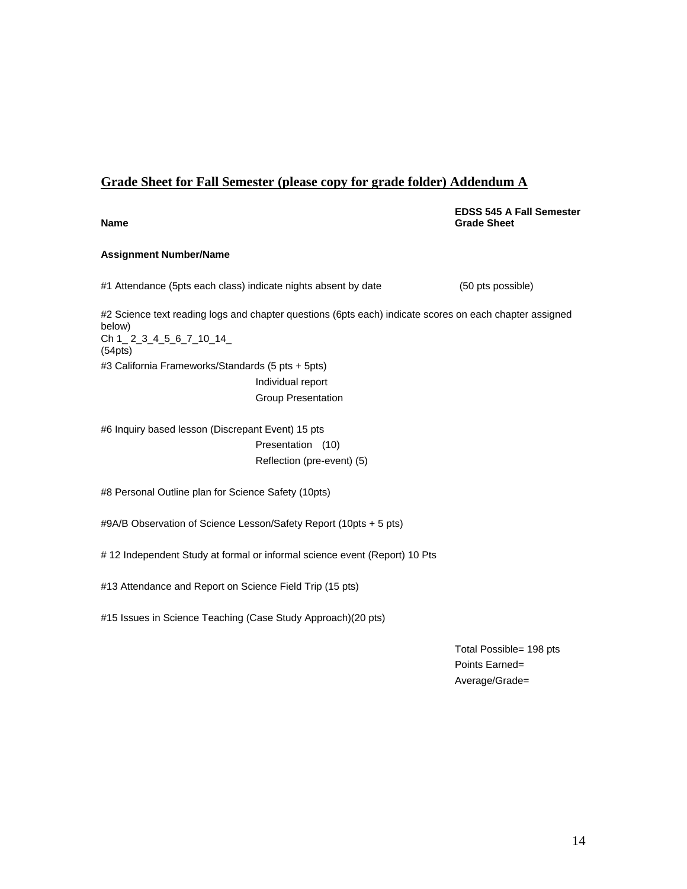## Grade Sheet for Fall Semester (please copy for grade folder) Addendum A

**Name**

**EDSS 545 A Fall Semester Grade Sheet**

**Assignment Number/Name**

#1 Attendance (5pts each class) indicate nights absent by date (50 pts possible)

#2 Science text reading logs and chapter questions (6pts each) indicate scores on each chapter assigned below)
Ch 1_ 2_3_4_5_6_7_10_14_
(54pts)

#3 California Frameworks/Standards (5 pts + 5pts)
Individual report
Group Presentation

#6 Inquiry based lesson (Discrepant Event) 15 pts
Presentation (10)
Reflection (pre-event) (5)

#8 Personal Outline plan for Science Safety (10pts)

#9A/B Observation of Science Lesson/Safety Report (10pts + 5 pts)

# 12 Independent Study at formal or informal science event (Report) 10 Pts

#13 Attendance and Report on Science Field Trip (15 pts)

#15 Issues in Science Teaching (Case Study Approach)(20 pts)

Total Possible= 198 pts
Points Earned=
Average/Grade=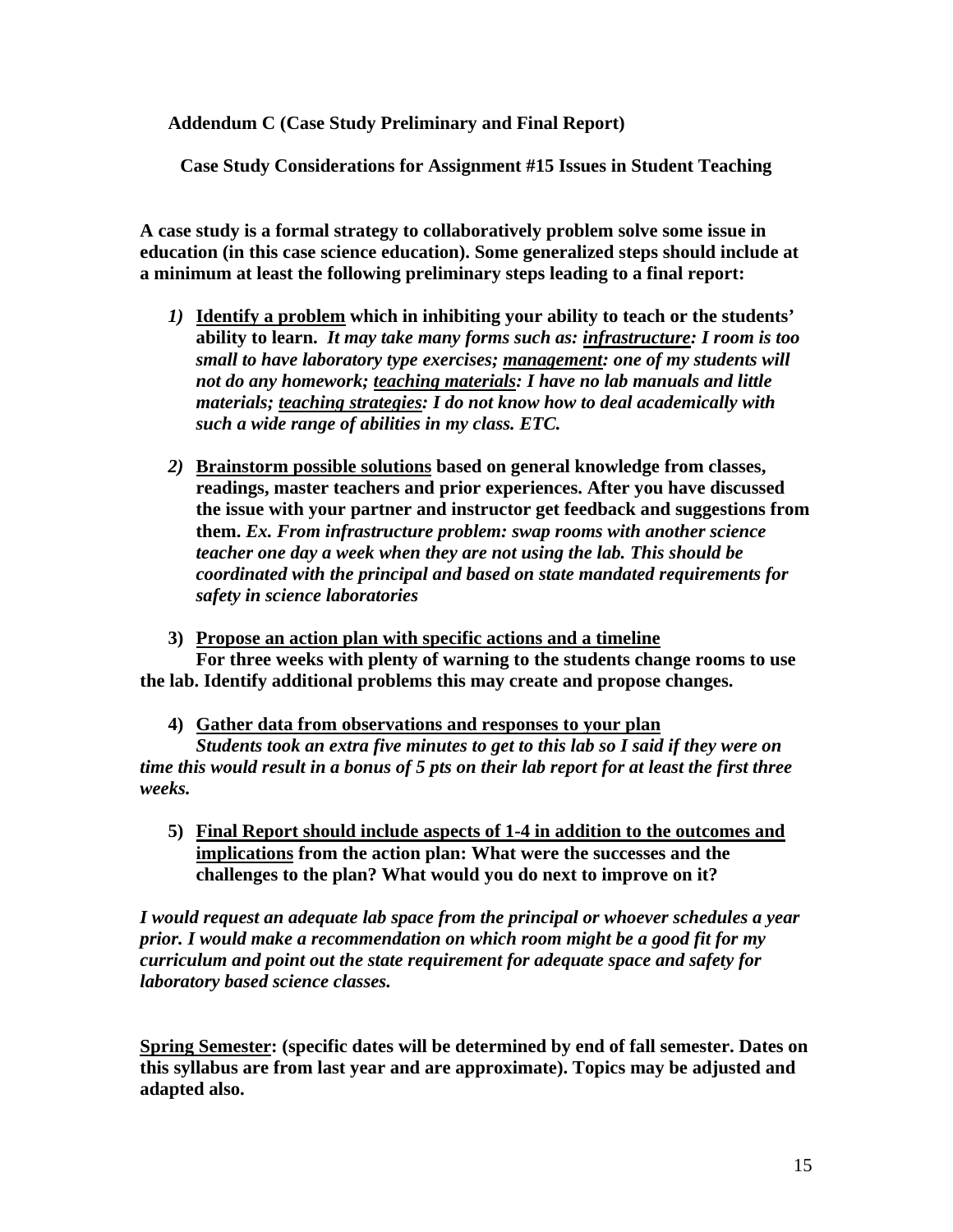**Addendum C (Case Study Preliminary and Final Report)**

**Case Study Considerations for Assignment #15 Issues in Student Teaching**

**A case study is a formal strategy to collaboratively problem solve some issue in education (in this case science education). Some generalized steps should include at a minimum at least the following preliminary steps leading to a final report:**

1) **<u>Identify a problem</u> which in inhibiting your ability to teach or the students' ability to learn.** ***It may take many forms such as: <u>infrastructure</u>: I room is too small to have laboratory type exercises; <u>management</u>: one of my students will not do any homework; <u>teaching materials</u>: I have no lab manuals and little materials; <u>teaching strategies</u>: I do not know how to deal academically with such a wide range of abilities in my class. ETC.***

2) **<u>Brainstorm possible solutions</u> based on general knowledge from classes, readings, master teachers and prior experiences. After you have discussed the issue with your partner and instructor get feedback and suggestions from them.** ***Ex. From infrastructure problem: swap rooms with another science teacher one day a week when they are not using the lab. This should be coordinated with the principal and based on state mandated requirements for safety in science laboratories***

3) **<u>Propose an action plan with specific actions and a timeline</u>**
   **For three weeks with plenty of warning to the students change rooms to use the lab. Identify additional problems this may create and propose changes.**

4) **<u>Gather data from observations and responses to your plan</u>**
   ***Students took an extra five minutes to get to this lab so I said if they were on time this would result in a bonus of 5 pts on their lab report for at least the first three weeks.***

5) **<u>Final Report should include aspects of 1-4 in addition to the outcomes and implications</u> from the action plan: What were the successes and the challenges to the plan? What would you do next to improve on it?**

***I would request an adequate lab space from the principal or whoever schedules a year prior. I would make a recommendation on which room might be a good fit for my curriculum and point out the state requirement for adequate space and safety for laboratory based science classes.***

**<u>Spring Semester</u>: (specific dates will be determined by end of fall semester. Dates on this syllabus are from last year and are approximate). Topics may be adjusted and adapted also.**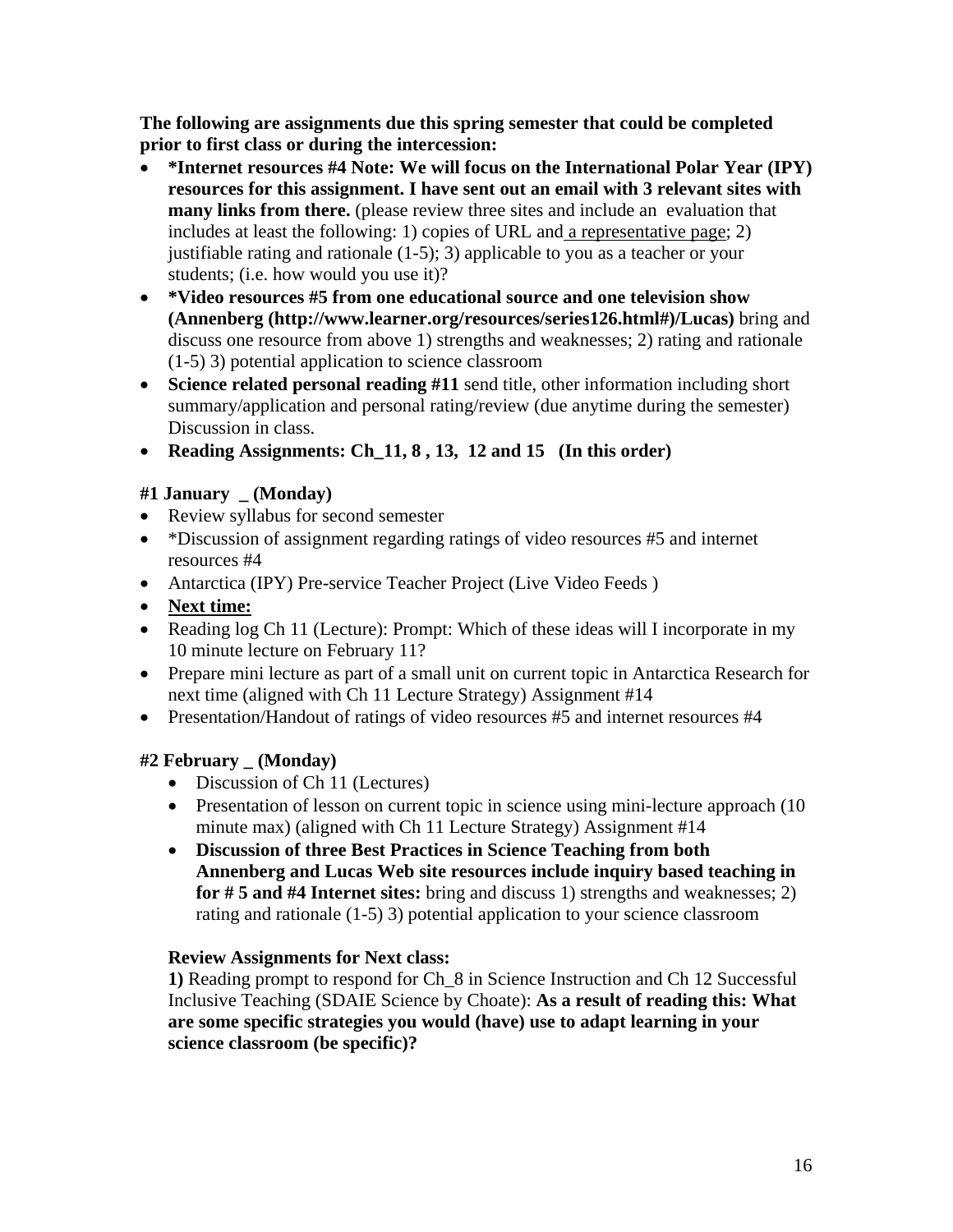**The following are assignments due this spring semester that could be completed prior to first class or during the intercession:**

- **\*Internet resources #4 Note: We will focus on the International Polar Year (IPY) resources for this assignment. I have sent out an email with 3 relevant sites with many links from there.** (please review three sites and include an evaluation that includes at least the following: 1) copies of URL and a representative page; 2) justifiable rating and rationale (1-5); 3) applicable to you as a teacher or your students; (i.e. how would you use it)?
- **\*Video resources #5 from one educational source and one television show (Annenberg (http://www.learner.org/resources/series126.html#)/Lucas)** bring and discuss one resource from above 1) strengths and weaknesses; 2) rating and rationale (1-5) 3) potential application to science classroom
- **Science related personal reading #11** send title, other information including short summary/application and personal rating/review (due anytime during the semester) Discussion in class.
- **Reading Assignments: Ch_11, 8 , 13, 12 and 15 (In this order)**

**#1 January _ (Monday)**

- Review syllabus for second semester
- \*Discussion of assignment regarding ratings of video resources #5 and internet resources #4
- Antarctica (IPY) Pre-service Teacher Project (Live Video Feeds )
- **Next time:**
- Reading log Ch 11 (Lecture): Prompt: Which of these ideas will I incorporate in my 10 minute lecture on February 11?
- Prepare mini lecture as part of a small unit on current topic in Antarctica Research for next time (aligned with Ch 11 Lecture Strategy) Assignment #14
- Presentation/Handout of ratings of video resources #5 and internet resources #4

**#2 February _ (Monday)**

- Discussion of Ch 11 (Lectures)
- Presentation of lesson on current topic in science using mini-lecture approach (10 minute max) (aligned with Ch 11 Lecture Strategy) Assignment #14
- **Discussion of three Best Practices in Science Teaching from both Annenberg and Lucas Web site resources include inquiry based teaching in for # 5 and #4 Internet sites:** bring and discuss 1) strengths and weaknesses; 2) rating and rationale (1-5) 3) potential application to your science classroom

**Review Assignments for Next class:**

**1)** Reading prompt to respond for Ch_8 in Science Instruction and Ch 12 Successful Inclusive Teaching (SDAIE Science by Choate): **As a result of reading this: What are some specific strategies you would (have) use to adapt learning in your science classroom (be specific)?**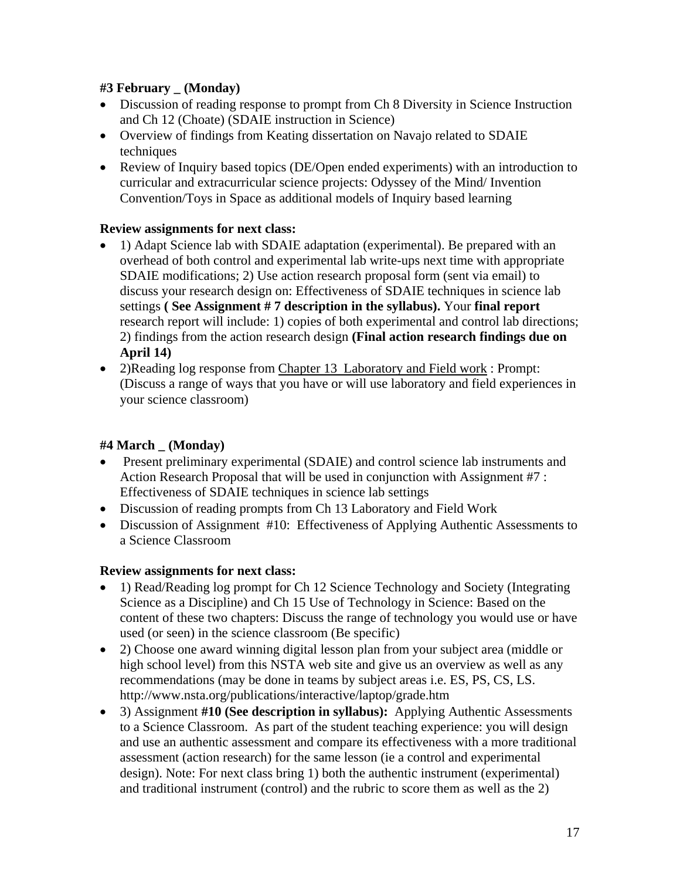**#3 February _ (Monday)**

- Discussion of reading response to prompt from Ch 8 Diversity in Science Instruction and Ch 12 (Choate) (SDAIE instruction in Science)
- Overview of findings from Keating dissertation on Navajo related to SDAIE techniques
- Review of Inquiry based topics (DE/Open ended experiments) with an introduction to curricular and extracurricular science projects: Odyssey of the Mind/ Invention Convention/Toys in Space as additional models of Inquiry based learning

**Review assignments for next class:**

- 1) Adapt Science lab with SDAIE adaptation (experimental). Be prepared with an overhead of both control and experimental lab write-ups next time with appropriate SDAIE modifications; 2) Use action research proposal form (sent via email) to discuss your research design on: Effectiveness of SDAIE techniques in science lab settings **( See Assignment # 7 description in the syllabus).** Your **final report** research report will include: 1) copies of both experimental and control lab directions; 2) findings from the action research design **(Final action research findings due on April 14)**
- 2)Reading log response from <u>Chapter 13 Laboratory and Field work</u> : Prompt: (Discuss a range of ways that you have or will use laboratory and field experiences in your science classroom)

**#4 March _ (Monday)**

- Present preliminary experimental (SDAIE) and control science lab instruments and Action Research Proposal that will be used in conjunction with Assignment #7 : Effectiveness of SDAIE techniques in science lab settings
- Discussion of reading prompts from Ch 13 Laboratory and Field Work
- Discussion of Assignment #10: Effectiveness of Applying Authentic Assessments to a Science Classroom

**Review assignments for next class:**

- 1) Read/Reading log prompt for Ch 12 Science Technology and Society (Integrating Science as a Discipline) and Ch 15 Use of Technology in Science: Based on the content of these two chapters: Discuss the range of technology you would use or have used (or seen) in the science classroom (Be specific)
- 2) Choose one award winning digital lesson plan from your subject area (middle or high school level) from this NSTA web site and give us an overview as well as any recommendations (may be done in teams by subject areas i.e. ES, PS, CS, LS. http://www.nsta.org/publications/interactive/laptop/grade.htm
- 3) Assignment **#10 (See description in syllabus):** Applying Authentic Assessments to a Science Classroom. As part of the student teaching experience: you will design and use an authentic assessment and compare its effectiveness with a more traditional assessment (action research) for the same lesson (ie a control and experimental design). Note: For next class bring 1) both the authentic instrument (experimental) and traditional instrument (control) and the rubric to score them as well as the 2)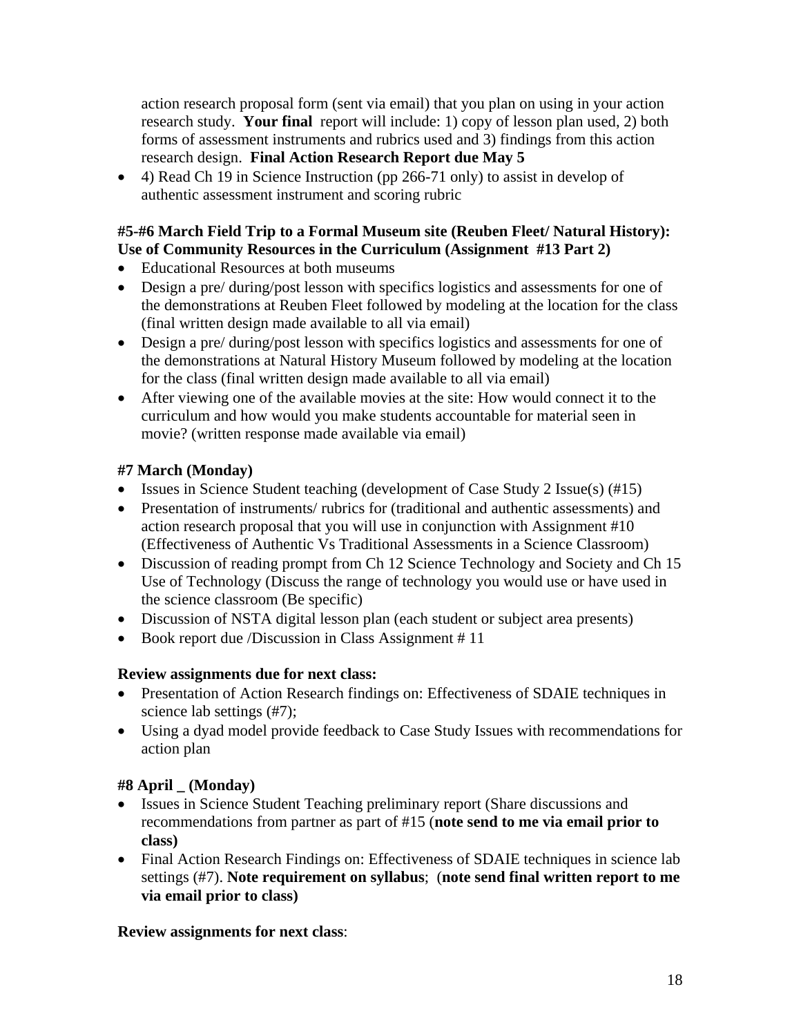action research proposal form (sent via email) that you plan on using in your action research study. **Your final** report will include: 1) copy of lesson plan used, 2) both forms of assessment instruments and rubrics used and 3) findings from this action research design. **Final Action Research Report due May 5**

- 4) Read Ch 19 in Science Instruction (pp 266-71 only) to assist in develop of authentic assessment instrument and scoring rubric

**#5-#6 March Field Trip to a Formal Museum site (Reuben Fleet/ Natural History): Use of Community Resources in the Curriculum (Assignment #13 Part 2)**

- Educational Resources at both museums
- Design a pre/ during/post lesson with specifics logistics and assessments for one of the demonstrations at Reuben Fleet followed by modeling at the location for the class (final written design made available to all via email)
- Design a pre/ during/post lesson with specifics logistics and assessments for one of the demonstrations at Natural History Museum followed by modeling at the location for the class (final written design made available to all via email)
- After viewing one of the available movies at the site: How would connect it to the curriculum and how would you make students accountable for material seen in movie? (written response made available via email)

**#7 March (Monday)**

- Issues in Science Student teaching (development of Case Study 2 Issue(s) (#15)
- Presentation of instruments/ rubrics for (traditional and authentic assessments) and action research proposal that you will use in conjunction with Assignment #10 (Effectiveness of Authentic Vs Traditional Assessments in a Science Classroom)
- Discussion of reading prompt from Ch 12 Science Technology and Society and Ch 15 Use of Technology (Discuss the range of technology you would use or have used in the science classroom (Be specific)
- Discussion of NSTA digital lesson plan (each student or subject area presents)
- Book report due /Discussion in Class Assignment # 11

**Review assignments due for next class:**

- Presentation of Action Research findings on: Effectiveness of SDAIE techniques in science lab settings (#7);
- Using a dyad model provide feedback to Case Study Issues with recommendations for action plan

**#8 April _ (Monday)**

- Issues in Science Student Teaching preliminary report (Share discussions and recommendations from partner as part of #15 (**note send to me via email prior to class)**
- Final Action Research Findings on: Effectiveness of SDAIE techniques in science lab settings (#7). **Note requirement on syllabus**; (**note send final written report to me via email prior to class)**

**Review assignments for next class**: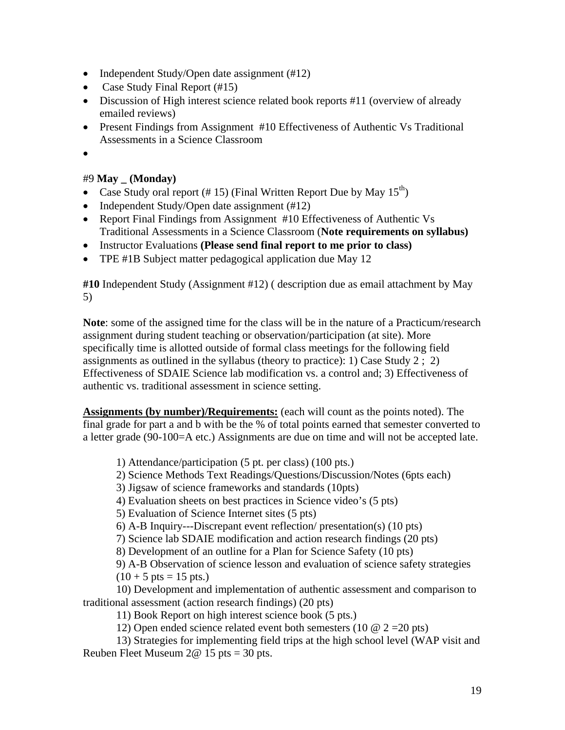- Independent Study/Open date assignment (#12)
- Case Study Final Report (#15)
- Discussion of High interest science related book reports #11 (overview of already emailed reviews)
- Present Findings from Assignment #10 Effectiveness of Authentic Vs Traditional Assessments in a Science Classroom
-

#9 **May _ (Monday)**

- Case Study oral report (# 15) (Final Written Report Due by May 15th)
- Independent Study/Open date assignment (#12)
- Report Final Findings from Assignment #10 Effectiveness of Authentic Vs Traditional Assessments in a Science Classroom (**Note requirements on syllabus)**
- Instructor Evaluations **(Please send final report to me prior to class)**
- TPE #1B Subject matter pedagogical application due May 12

**#10** Independent Study (Assignment #12) ( description due as email attachment by May 5)

**Note**: some of the assigned time for the class will be in the nature of a Practicum/research assignment during student teaching or observation/participation (at site). More specifically time is allotted outside of formal class meetings for the following field assignments as outlined in the syllabus (theory to practice): 1) Case Study 2 ; 2) Effectiveness of SDAIE Science lab modification vs. a control and; 3) Effectiveness of authentic vs. traditional assessment in science setting.

**Assignments (by number)/Requirements:** (each will count as the points noted). The final grade for part a and b with be the % of total points earned that semester converted to a letter grade (90-100=A etc.) Assignments are due on time and will not be accepted late.

1) Attendance/participation (5 pt. per class) (100 pts.)
2) Science Methods Text Readings/Questions/Discussion/Notes (6pts each)
3) Jigsaw of science frameworks and standards (10pts)
4) Evaluation sheets on best practices in Science video's (5 pts)
5) Evaluation of Science Internet sites (5 pts)
6) A-B Inquiry---Discrepant event reflection/ presentation(s) (10 pts)
7) Science lab SDAIE modification and action research findings (20 pts)
8) Development of an outline for a Plan for Science Safety (10 pts)
9) A-B Observation of science lesson and evaluation of science safety strategies (10 + 5 pts = 15 pts.)
10) Development and implementation of authentic assessment and comparison to traditional assessment (action research findings) (20 pts)
11) Book Report on high interest science book (5 pts.)
12) Open ended science related event both semesters (10 @ 2 =20 pts)
13) Strategies for implementing field trips at the high school level (WAP visit and Reuben Fleet Museum 2@ 15 pts = 30 pts.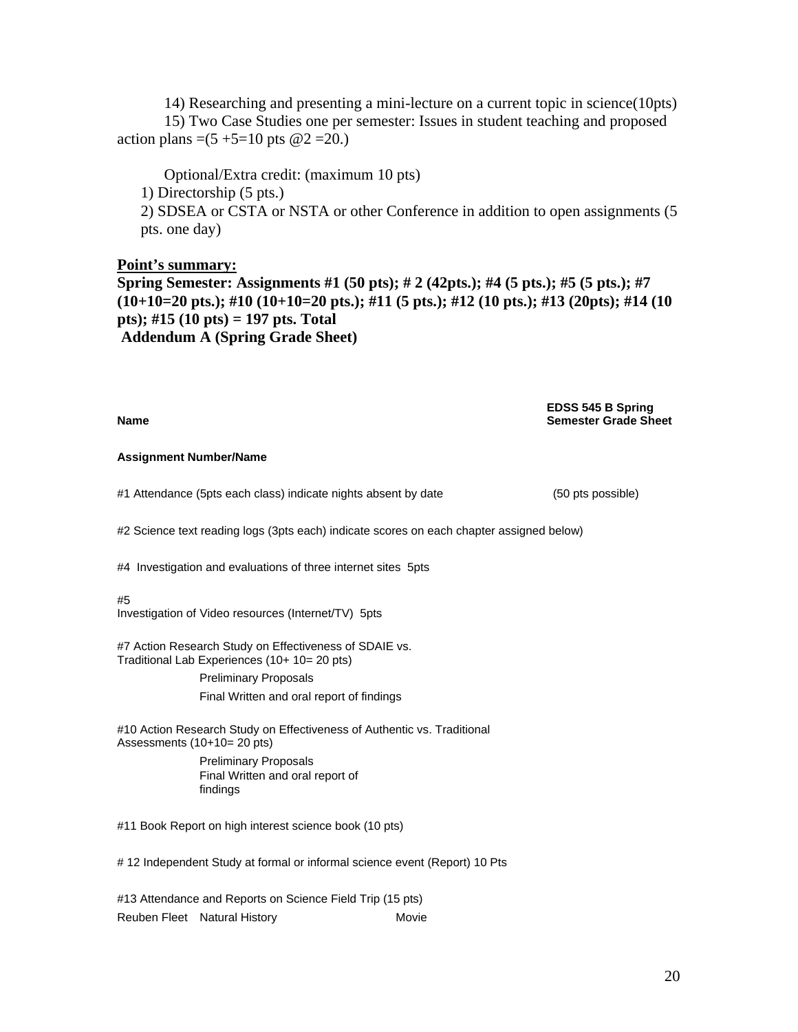14) Researching and presenting a mini-lecture on a current topic in science(10pts)

15) Two Case Studies one per semester: Issues in student teaching and proposed action plans =(5 +5=10 pts @2 =20.)

Optional/Extra credit: (maximum 10 pts)

1) Directorship (5 pts.)
2) SDSEA or CSTA or NSTA or other Conference in addition to open assignments (5 pts. one day)

<u>**Point's summary:**</u>

**Spring Semester: Assignments #1 (50 pts); # 2 (42pts.); #4 (5 pts.); #5 (5 pts.); #7 (10+10=20 pts.); #10 (10+10=20 pts.); #11 (5 pts.); #12 (10 pts.); #13 (20pts); #14 (10 pts); #15 (10 pts) = 197 pts. Total**
**Addendum A (Spring Grade Sheet)**

**Name** **EDSS 545 B Spring Semester Grade Sheet**

**Assignment Number/Name**

#1 Attendance (5pts each class) indicate nights absent by date (50 pts possible)

#2 Science text reading logs (3pts each) indicate scores on each chapter assigned below)

#4 Investigation and evaluations of three internet sites 5pts

#5
Investigation of Video resources (Internet/TV) 5pts

#7 Action Research Study on Effectiveness of SDAIE vs. Traditional Lab Experiences (10+ 10= 20 pts)

Preliminary Proposals

Final Written and oral report of findings

#10 Action Research Study on Effectiveness of Authentic vs. Traditional Assessments (10+10= 20 pts)

Preliminary Proposals
Final Written and oral report of findings

#11 Book Report on high interest science book (10 pts)

# 12 Independent Study at formal or informal science event (Report) 10 Pts

#13 Attendance and Reports on Science Field Trip (15 pts)

Reuben Fleet Natural History Movie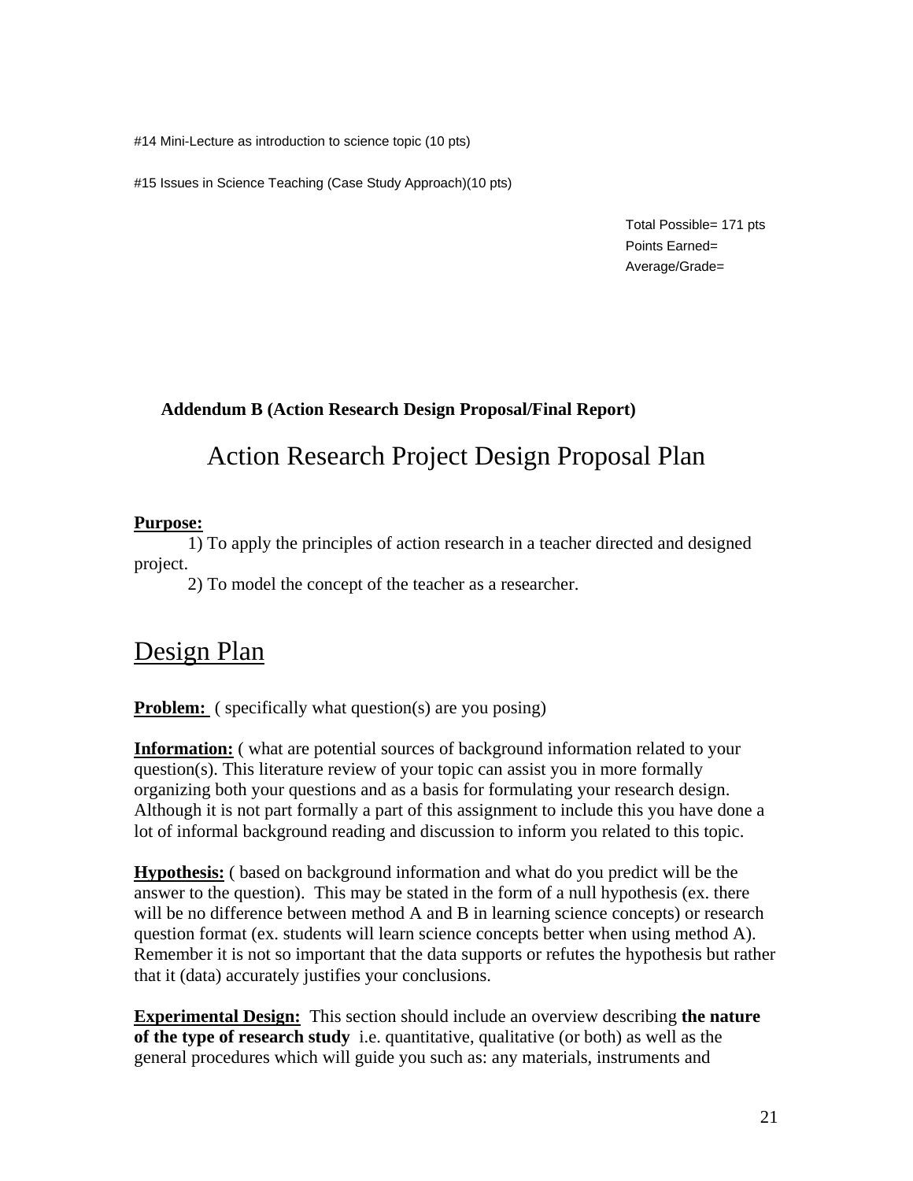#14 Mini-Lecture as introduction to science topic (10 pts)

#15 Issues in Science Teaching (Case Study Approach)(10 pts)

Total Possible= 171 pts
Points Earned=
Average/Grade=

**Addendum B (Action Research Design Proposal/Final Report)**

# Action Research Project Design Proposal Plan

**Purpose:**

1) To apply the principles of action research in a teacher directed and designed project.

2) To model the concept of the teacher as a researcher.

## Design Plan

**Problem:** ( specifically what question(s) are you posing)

**Information:** ( what are potential sources of background information related to your question(s). This literature review of your topic can assist you in more formally organizing both your questions and as a basis for formulating your research design. Although it is not part formally a part of this assignment to include this you have done a lot of informal background reading and discussion to inform you related to this topic.

**Hypothesis:** ( based on background information and what do you predict will be the answer to the question). This may be stated in the form of a null hypothesis (ex. there will be no difference between method A and B in learning science concepts) or research question format (ex. students will learn science concepts better when using method A). Remember it is not so important that the data supports or refutes the hypothesis but rather that it (data) accurately justifies your conclusions.

**Experimental Design:** This section should include an overview describing **the nature of the type of research study** i.e. quantitative, qualitative (or both) as well as the general procedures which will guide you such as: any materials, instruments and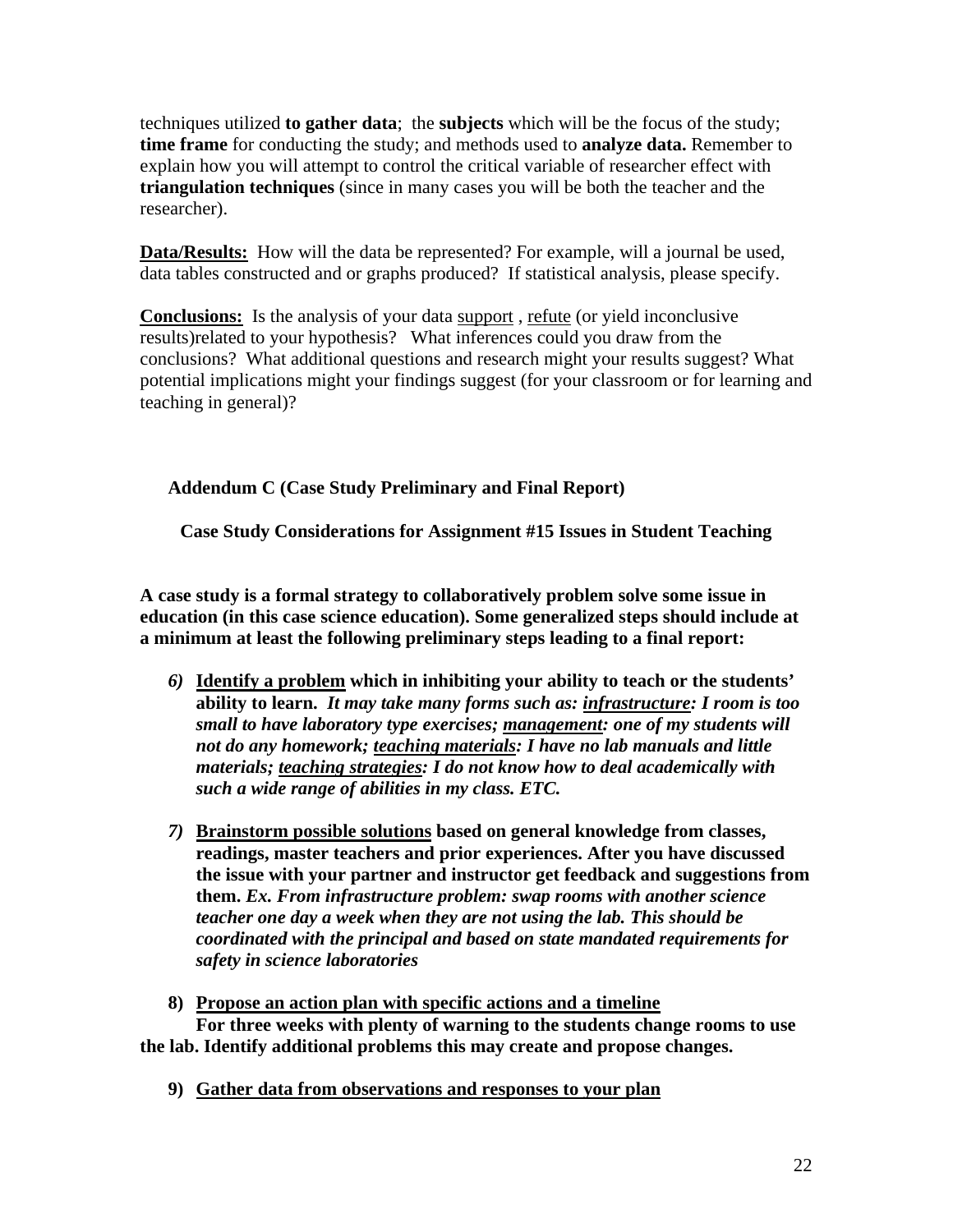techniques utilized **to gather data**; the **subjects** which will be the focus of the study; **time frame** for conducting the study; and methods used to **analyze data.** Remember to explain how you will attempt to control the critical variable of researcher effect with **triangulation techniques** (since in many cases you will be both the teacher and the researcher).

**Data/Results:** How will the data be represented? For example, will a journal be used, data tables constructed and or graphs produced? If statistical analysis, please specify.

**Conclusions:** Is the analysis of your data <u>support</u> , <u>refute</u> (or yield inconclusive results)related to your hypothesis? What inferences could you draw from the conclusions? What additional questions and research might your results suggest? What potential implications might your findings suggest (for your classroom or for learning and teaching in general)?

**Addendum C (Case Study Preliminary and Final Report)**

**Case Study Considerations for Assignment #15 Issues in Student Teaching**

**A case study is a formal strategy to collaboratively problem solve some issue in education (in this case science education). Some generalized steps should include at a minimum at least the following preliminary steps leading to a final report:**

*6)* **<u>Identify a problem</u> which in inhibiting your ability to teach or the students' ability to learn.** ***It may take many forms such as: <u>infrastructure</u>: I room is too small to have laboratory type exercises; <u>management</u>: one of my students will not do any homework; <u>teaching materials</u>: I have no lab manuals and little materials; <u>teaching strategies</u>: I do not know how to deal academically with such a wide range of abilities in my class. ETC.***

*7)* **<u>Brainstorm possible solutions</u> based on general knowledge from classes, readings, master teachers and prior experiences. After you have discussed the issue with your partner and instructor get feedback and suggestions from them.** ***Ex. From infrastructure problem: swap rooms with another science teacher one day a week when they are not using the lab. This should be coordinated with the principal and based on state mandated requirements for safety in science laboratories***

**8) <u>Propose an action plan with specific actions and a timeline</u>**
**For three weeks with plenty of warning to the students change rooms to use the lab. Identify additional problems this may create and propose changes.**

**9) <u>Gather data from observations and responses to your plan</u>**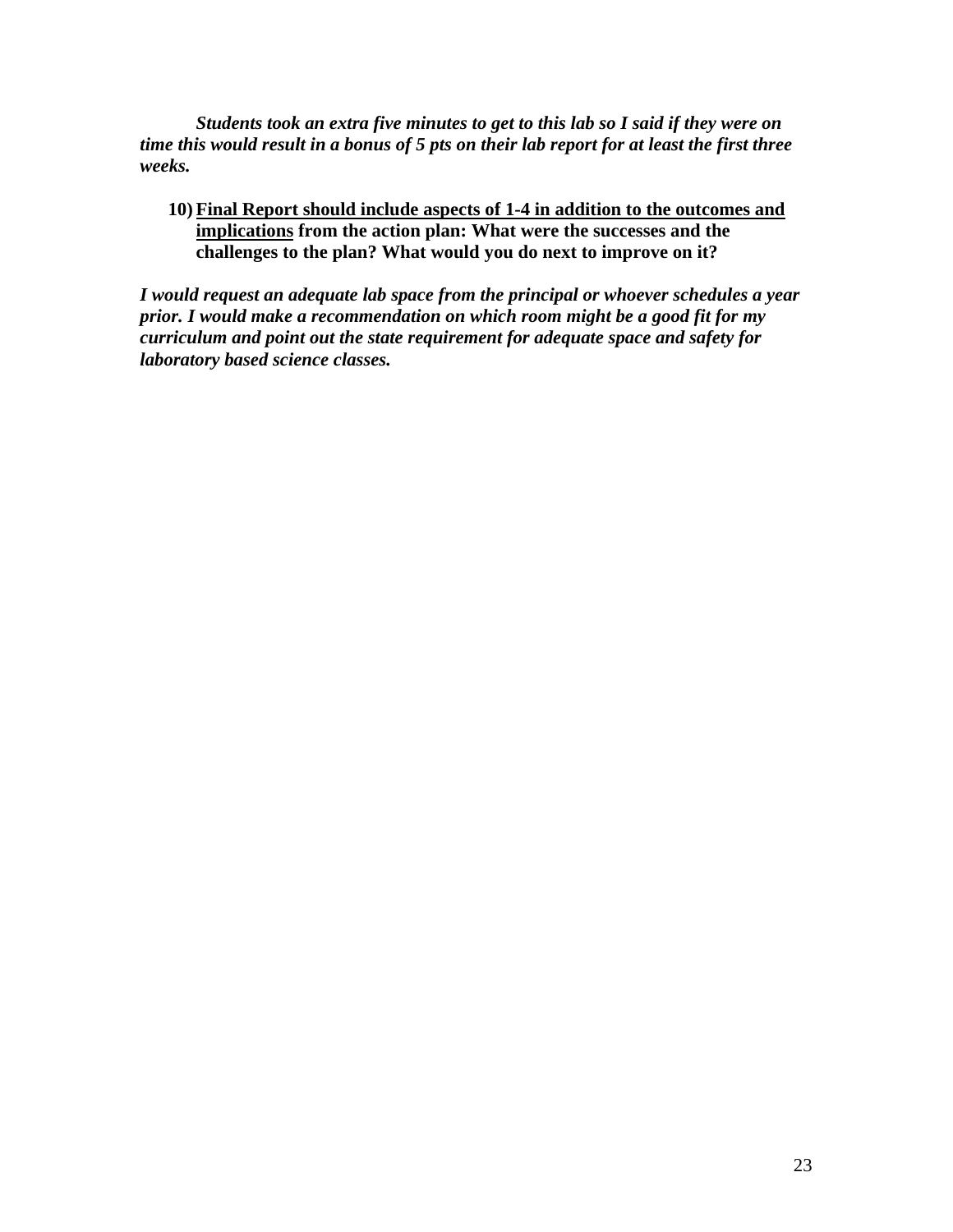***Students took an extra five minutes to get to this lab so I said if they were on time this would result in a bonus of 5 pts on their lab report for at least the first three weeks.***

10) **<u>Final Report should include aspects of 1-4 in addition to the outcomes and implications</u> from the action plan: What were the successes and the challenges to the plan? What would you do next to improve on it?**

***I would request an adequate lab space from the principal or whoever schedules a year prior. I would make a recommendation on which room might be a good fit for my curriculum and point out the state requirement for adequate space and safety for laboratory based science classes.***